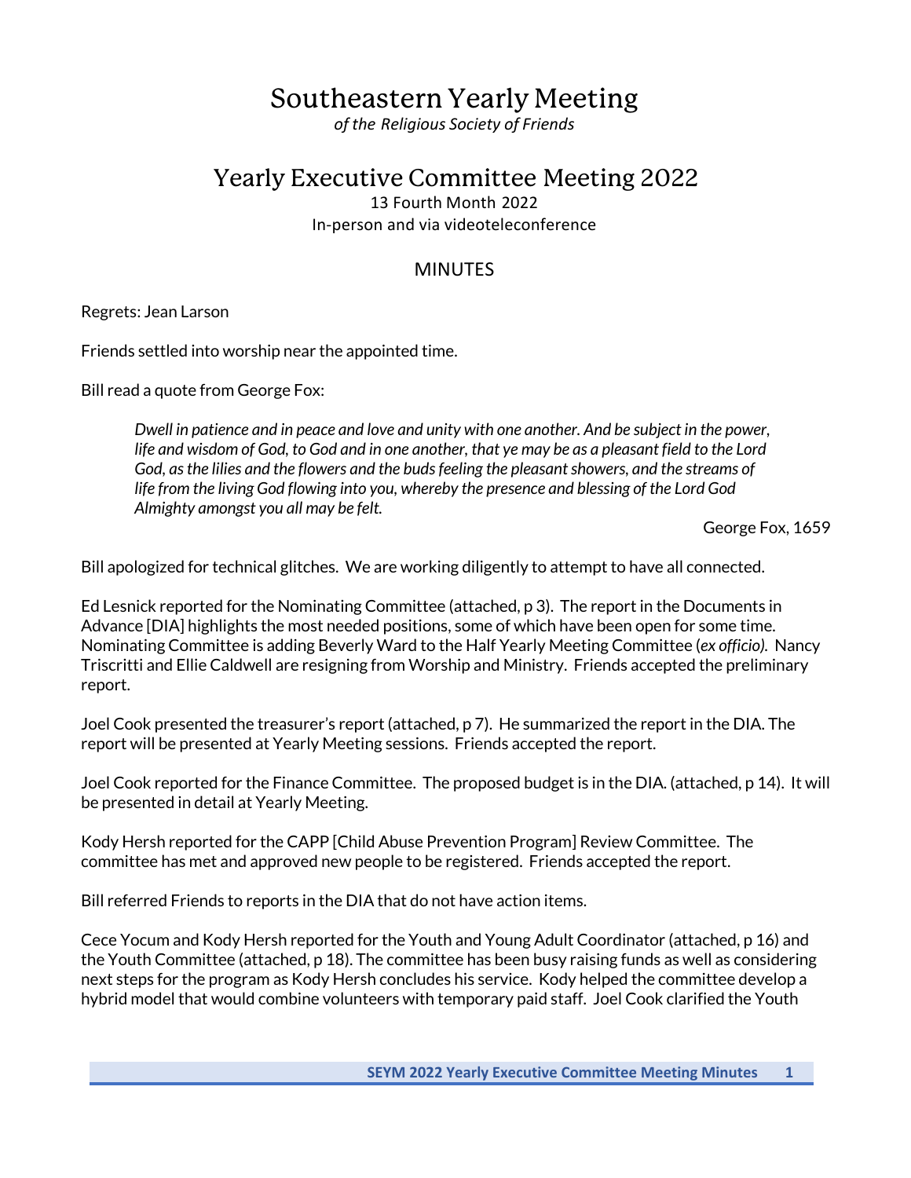# Southeastern Yearly Meeting

*of the Religious Society of Friends*

## Yearly Executive Committee Meeting 2022

13 Fourth Month 2022

In-person and via videoteleconference

### MINUTES

Regrets: Jean Larson

Friends settled into worship near the appointed time.

Bill read a quote from George Fox:

> *Dwell in patience and in peace and love and unity with one another. And be subject in the power, life and wisdom of God, to God and in one another, that ye may be as a pleasant field to the Lord God, as the lilies and the flowers and the buds feeling the pleasant showers, and the streams of life from the living God flowing into you, whereby the presence and blessing of the Lord God Almighty amongst you all may be felt.*
>
> George Fox, 1659

Bill apologized for technical glitches. We are working diligently to attempt to have all connected.

Ed Lesnick reported for the Nominating Committee (attached, p 3). The report in the Documents in Advance [DIA] highlights the most needed positions, some of which have been open for some time. Nominating Committee is adding Beverly Ward to the Half Yearly Meeting Committee (*ex officio).* Nancy Triscritti and Ellie Caldwell are resigning from Worship and Ministry. Friends accepted the preliminary report.

Joel Cook presented the treasurer's report (attached, p 7). He summarized the report in the DIA. The report will be presented at Yearly Meeting sessions. Friends accepted the report.

Joel Cook reported for the Finance Committee. The proposed budget is in the DIA. (attached, p 14). It will be presented in detail at Yearly Meeting.

Kody Hersh reported for the CAPP [Child Abuse Prevention Program] Review Committee. The committee has met and approved new people to be registered. Friends accepted the report.

Bill referred Friends to reports in the DIA that do not have action items.

Cece Yocum and Kody Hersh reported for the Youth and Young Adult Coordinator (attached, p 16) and the Youth Committee (attached, p 18). The committee has been busy raising funds as well as considering next steps for the program as Kody Hersh concludes his service. Kody helped the committee develop a hybrid model that would combine volunteers with temporary paid staff. Joel Cook clarified the Youth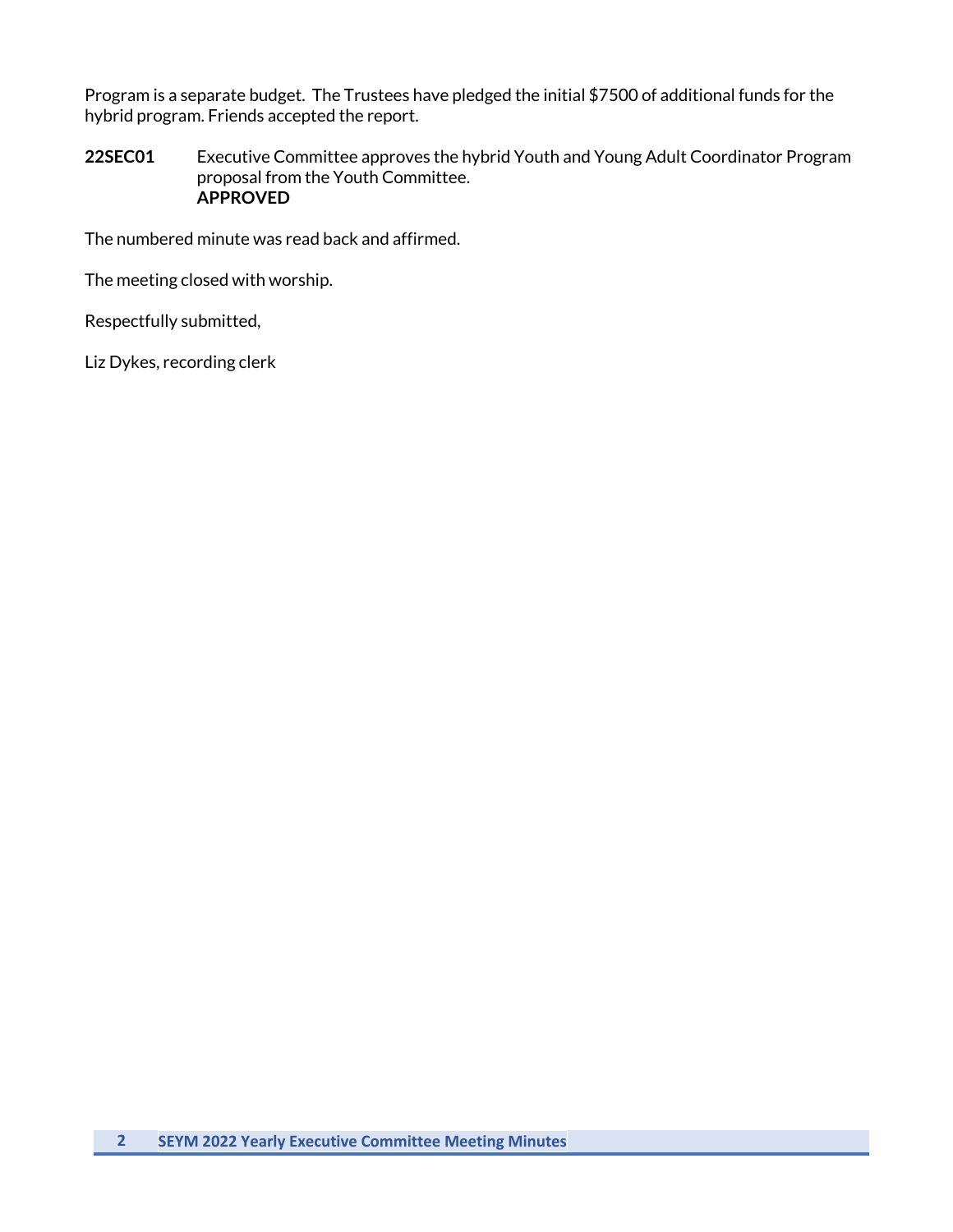Program is a separate budget.  The Trustees have pledged the initial $7500 of additional funds for the hybrid program. Friends accepted the report.

**22SEC01** Executive Committee approves the hybrid Youth and Young Adult Coordinator Program proposal from the Youth Committee.
**APPROVED**

The numbered minute was read back and affirmed.

The meeting closed with worship.

Respectfully submitted,

Liz Dykes, recording clerk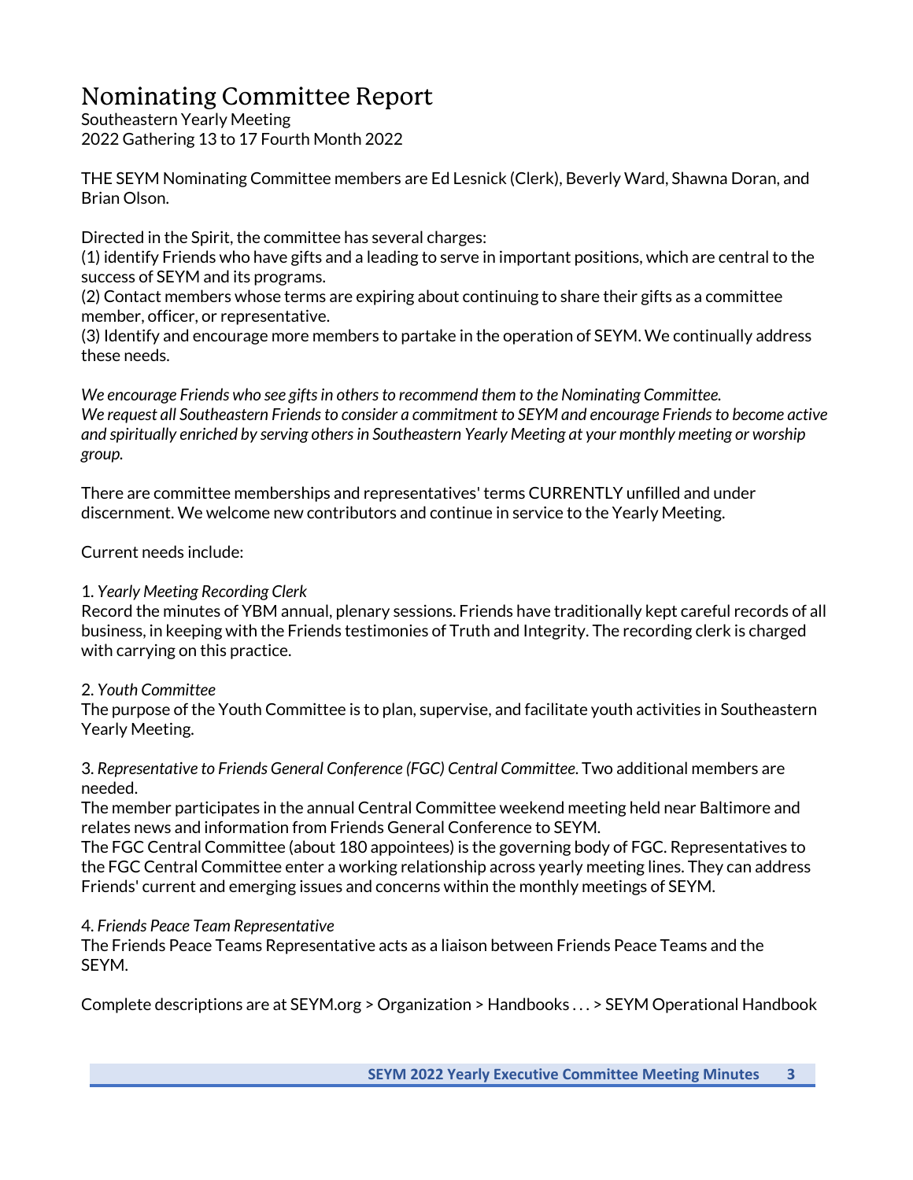# Nominating Committee Report

Southeastern Yearly Meeting
2022 Gathering 13 to 17 Fourth Month 2022

THE SEYM Nominating Committee members are Ed Lesnick (Clerk), Beverly Ward, Shawna Doran, and Brian Olson.

Directed in the Spirit, the committee has several charges:
(1) identify Friends who have gifts and a leading to serve in important positions, which are central to the success of SEYM and its programs.
(2) Contact members whose terms are expiring about continuing to share their gifts as a committee member, officer, or representative.
(3) Identify and encourage more members to partake in the operation of SEYM. We continually address these needs.

*We encourage Friends who see gifts in others to recommend them to the Nominating Committee. We request all Southeastern Friends to consider a commitment to SEYM and encourage Friends to become active and spiritually enriched by serving others in Southeastern Yearly Meeting at your monthly meeting or worship group.*

There are committee memberships and representatives' terms CURRENTLY unfilled and under discernment. We welcome new contributors and continue in service to the Yearly Meeting.

Current needs include:

1. *Yearly Meeting Recording Clerk*
Record the minutes of YBM annual, plenary sessions. Friends have traditionally kept careful records of all business, in keeping with the Friends testimonies of Truth and Integrity. The recording clerk is charged with carrying on this practice.

2. *Youth Committee*
The purpose of the Youth Committee is to plan, supervise, and facilitate youth activities in Southeastern Yearly Meeting.

3. *Representative to Friends General Conference (FGC) Central Committee*. Two additional members are needed.
The member participates in the annual Central Committee weekend meeting held near Baltimore and relates news and information from Friends General Conference to SEYM.
The FGC Central Committee (about 180 appointees) is the governing body of FGC. Representatives to the FGC Central Committee enter a working relationship across yearly meeting lines. They can address Friends' current and emerging issues and concerns within the monthly meetings of SEYM.

4. *Friends Peace Team Representative*
The Friends Peace Teams Representative acts as a liaison between Friends Peace Teams and the SEYM.

Complete descriptions are at SEYM.org > Organization > Handbooks . . . > SEYM Operational Handbook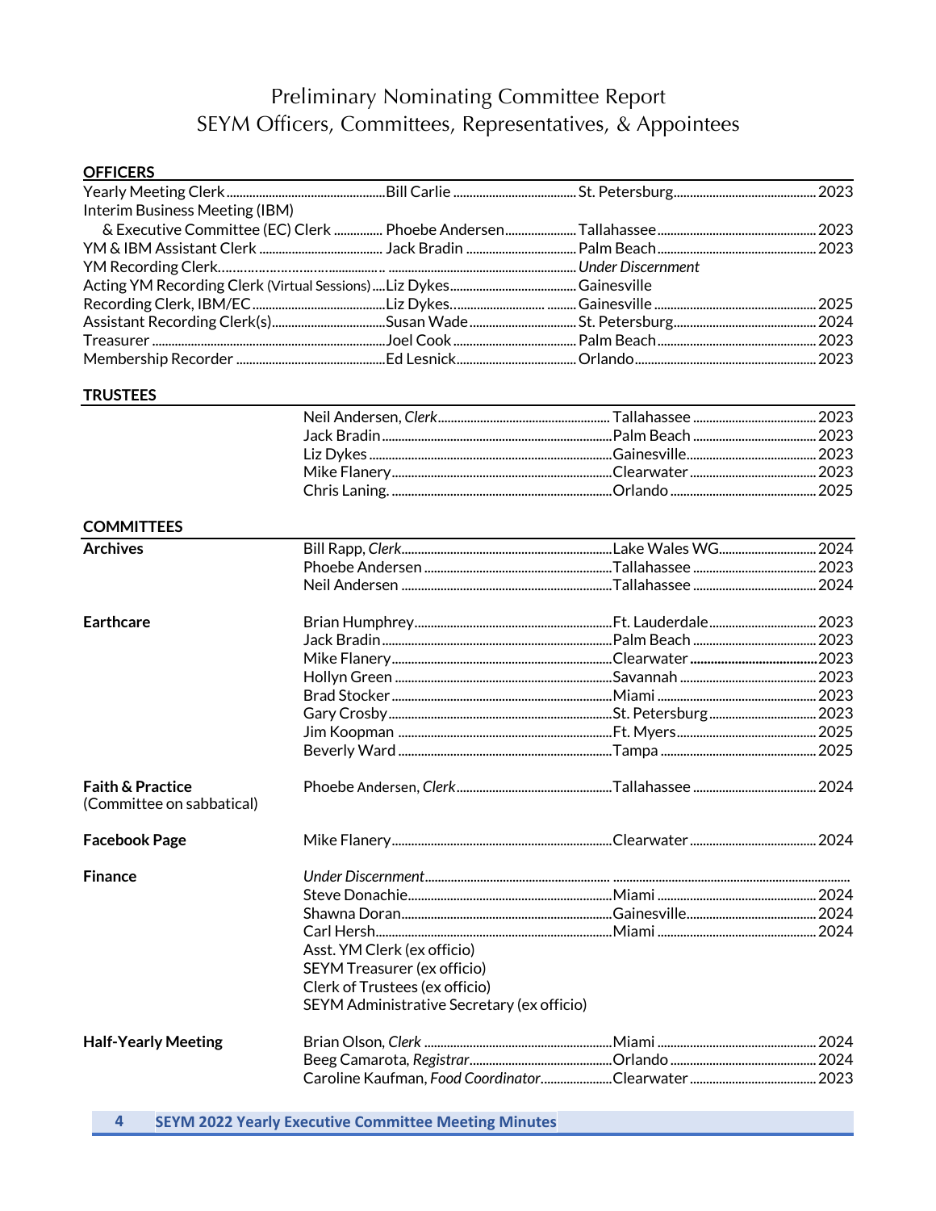# Preliminary Nominating Committee Report
## SEYM Officers, Committees, Representatives, & Appointees

### OFFICERS

| Position | Name | Meeting | Term |
|---|---|---|---|
| Yearly Meeting Clerk | Bill Carlie | St. Petersburg | 2023 |
| Interim Business Meeting (IBM) & Executive Committee (EC) Clerk | Phoebe Andersen | Tallahassee | 2023 |
| YM & IBM Assistant Clerk | Jack Bradin | Palm Beach | 2023 |
| YM Recording Clerk | | *Under Discernment* | |
| Acting YM Recording Clerk (Virtual Sessions) | Liz Dykes | Gainesville | |
| Recording Clerk, IBM/EC | Liz Dykes. | Gainesville | 2025 |
| Assistant Recording Clerk(s) | Susan Wade | St. Petersburg | 2024 |
| Treasurer | Joel Cook | Palm Beach | 2023 |
| Membership Recorder | Ed Lesnick | Orlando | 2023 |

### TRUSTEES

| Name | Meeting | Term |
|---|---|---|
| Neil Andersen, *Clerk* | Tallahassee | 2023 |
| Jack Bradin | Palm Beach | 2023 |
| Liz Dykes | Gainesville | 2023 |
| Mike Flanery | Clearwater | 2023 |
| Chris Laning. | Orlando | 2025 |

### COMMITTEES

| Committee | Name | Meeting | Term |
|---|---|---|---|
| **Archives** | Bill Rapp, *Clerk* | Lake Wales WG | 2024 |
| | Phoebe Andersen | Tallahassee | 2023 |
| | Neil Andersen | Tallahassee | 2024 |
| **Earthcare** | Brian Humphrey | Ft. Lauderdale | 2023 |
| | Jack Bradin | Palm Beach | 2023 |
| | Mike Flanery | Clearwater | 2023 |
| | Hollyn Green | Savannah | 2023 |
| | Brad Stocker | Miami | 2023 |
| | Gary Crosby | St. Petersburg | 2023 |
| | Jim Koopman | Ft. Myers | 2025 |
| | Beverly Ward | Tampa | 2025 |
| **Faith & Practice** (Committee on sabbatical) | Phoebe Andersen, *Clerk* | Tallahassee | 2024 |
| **Facebook Page** | Mike Flanery | Clearwater | 2024 |
| **Finance** | *Under Discernment* | | |
| | Steve Donachie | Miami | 2024 |
| | Shawna Doran | Gainesville | 2024 |
| | Carl Hersh | Miami | 2024 |
| | Asst. YM Clerk (ex officio) | | |
| | SEYM Treasurer (ex officio) | | |
| | Clerk of Trustees (ex officio) | | |
| | SEYM Administrative Secretary (ex officio) | | |
| **Half-Yearly Meeting** | Brian Olson, *Clerk* | Miami | 2024 |
| | Beeg Camarota, *Registrar* | Orlando | 2024 |
| | Caroline Kaufman, *Food Coordinator* | Clearwater | 2023 |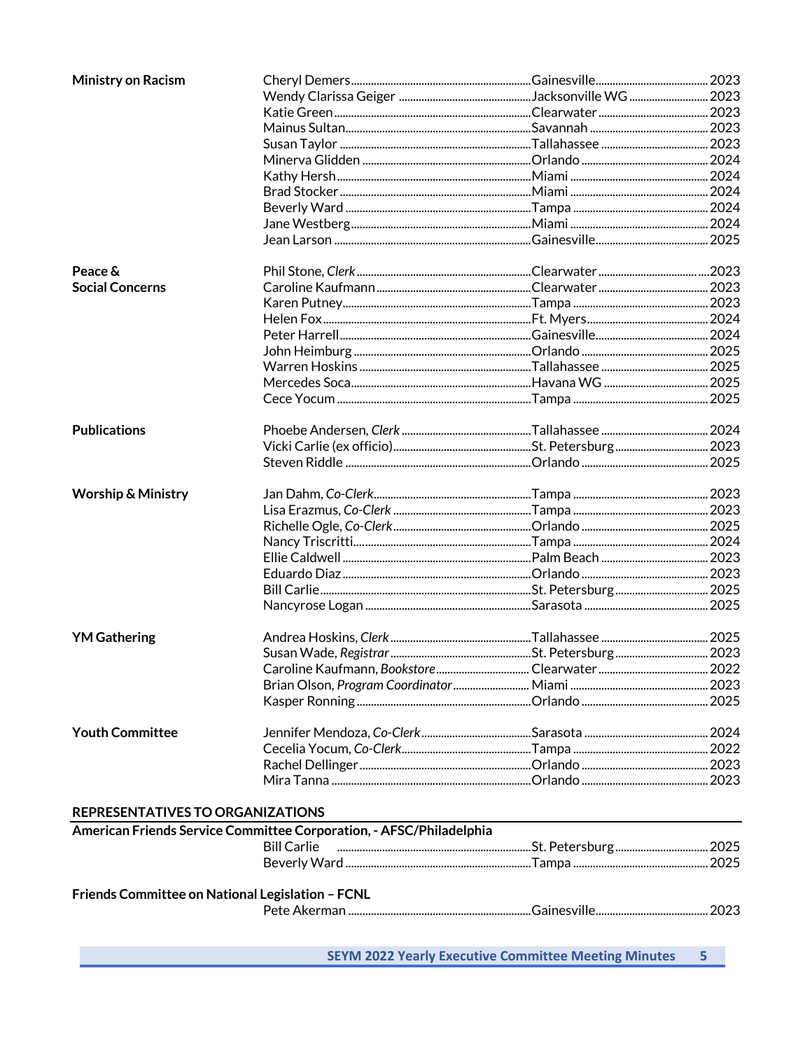| Committee | Name | Meeting | Term |
|---|---|---|---|
| **Ministry on Racism** | Cheryl Demers | Gainesville | 2023 |
| | Wendy Clarissa Geiger | Jacksonville WG | 2023 |
| | Katie Green | Clearwater | 2023 |
| | Mainus Sultan | Savannah | 2023 |
| | Susan Taylor | Tallahassee | 2023 |
| | Minerva Glidden | Orlando | 2024 |
| | Kathy Hersh | Miami | 2024 |
| | Brad Stocker | Miami | 2024 |
| | Beverly Ward | Tampa | 2024 |
| | Jane Westberg | Miami | 2024 |
| | Jean Larson | Gainesville | 2025 |
| **Peace & Social Concerns** | Phil Stone, *Clerk* | Clearwater | 2023 |
| | Caroline Kaufmann | Clearwater | 2023 |
| | Karen Putney | Tampa | 2023 |
| | Helen Fox | Ft. Myers | 2024 |
| | Peter Harrell | Gainesville | 2024 |
| | John Heimburg | Orlando | 2025 |
| | Warren Hoskins | Tallahassee | 2025 |
| | Mercedes Soca | Havana WG | 2025 |
| | Cece Yocum | Tampa | 2025 |
| **Publications** | Phoebe Andersen, *Clerk* | Tallahassee | 2024 |
| | Vicki Carlie (ex officio) | St. Petersburg | 2023 |
| | Steven Riddle | Orlando | 2025 |
| **Worship & Ministry** | Jan Dahm, *Co-Clerk* | Tampa | 2023 |
| | Lisa Erazmus, *Co-Clerk* | Tampa | 2023 |
| | Richelle Ogle, *Co-Clerk* | Orlando | 2025 |
| | Nancy Triscritti | Tampa | 2024 |
| | Ellie Caldwell | Palm Beach | 2023 |
| | Eduardo Diaz | Orlando | 2023 |
| | Bill Carlie | St. Petersburg | 2025 |
| | Nancyrose Logan | Sarasota | 2025 |
| **YM Gathering** | Andrea Hoskins, *Clerk* | Tallahassee | 2025 |
| | Susan Wade, *Registrar* | St. Petersburg | 2023 |
| | Caroline Kaufmann, *Bookstore* | Clearwater | 2022 |
| | Brian Olson, *Program Coordinator* | Miami | 2023 |
| | Kasper Ronning | Orlando | 2025 |
| **Youth Committee** | Jennifer Mendoza, *Co-Clerk* | Sarasota | 2024 |
| | Cecelia Yocum, *Co-Clerk* | Tampa | 2022 |
| | Rachel Dellinger | Orlando | 2023 |
| | Mira Tanna | Orlando | 2023 |

## REPRESENTATIVES TO ORGANIZATIONS

**American Friends Service Committee Corporation, - AFSC/Philadelphia**

| Name | Meeting | Term |
|---|---|---|
| Bill Carlie | St. Petersburg | 2025 |
| Beverly Ward | Tampa | 2025 |

**Friends Committee on National Legislation – FCNL**

| Name | Meeting | Term |
|---|---|---|
| Pete Akerman | Gainesville | 2023 |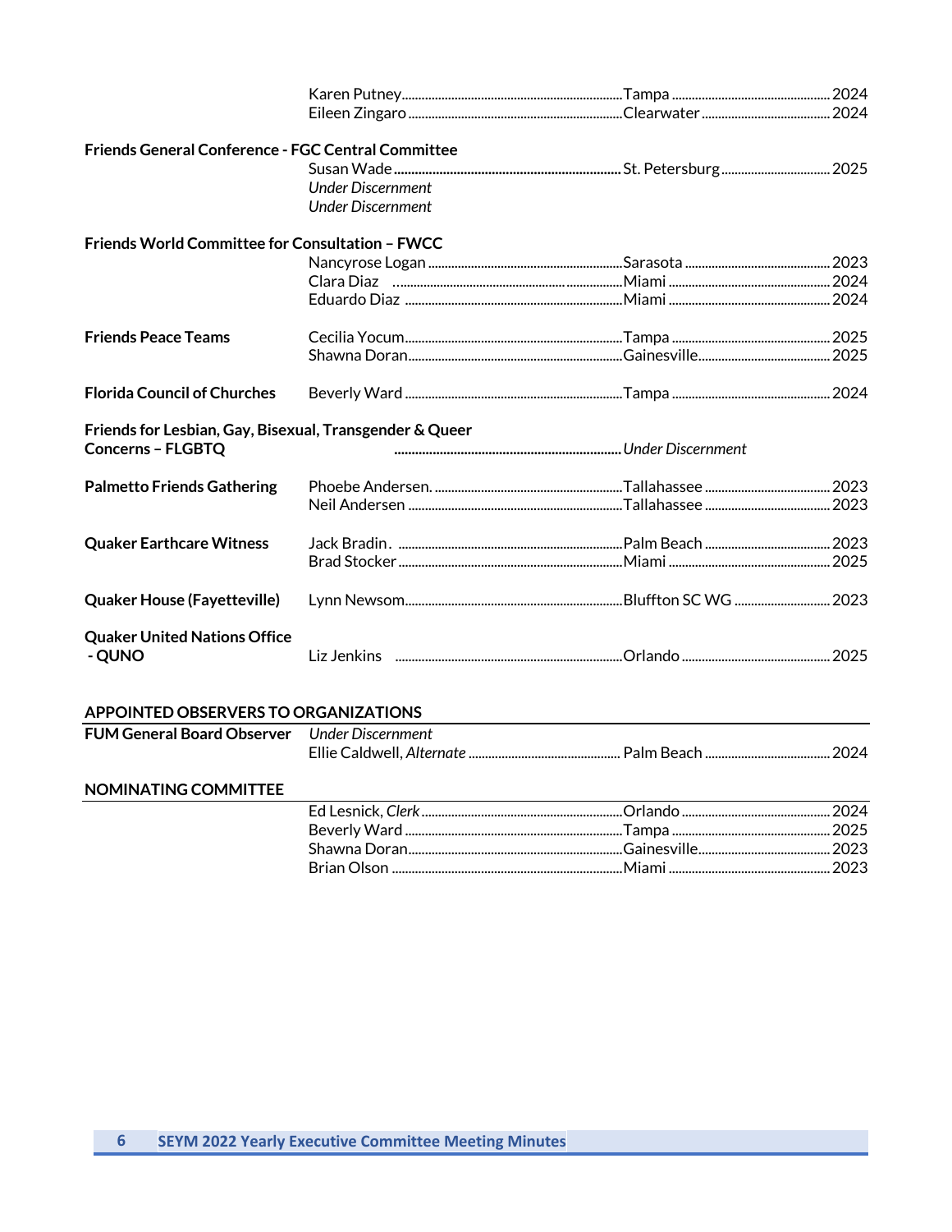| | Name | Location | Term |
|---|---|---|---|
| | Karen Putney | Tampa | 2024 |
| | Eileen Zingaro | Clearwater | 2024 |
| **Friends General Conference - FGC Central Committee** | | | |
| | Susan Wade | St. Petersburg | 2025 |
| | *Under Discernment* | | |
| | *Under Discernment* | | |
| **Friends World Committee for Consultation – FWCC** | | | |
| | Nancyrose Logan | Sarasota | 2023 |
| | Clara Diaz | Miami | 2024 |
| | Eduardo Diaz | Miami | 2024 |
| **Friends Peace Teams** | Cecilia Yocum | Tampa | 2025 |
| | Shawna Doran | Gainesville | 2025 |
| **Florida Council of Churches** | Beverly Ward | Tampa | 2024 |
| **Friends for Lesbian, Gay, Bisexual, Transgender & Queer Concerns – FLGBTQ** | | *Under Discernment* | |
| **Palmetto Friends Gathering** | Phoebe Andersen. | Tallahassee | 2023 |
| | Neil Andersen | Tallahassee | 2023 |
| **Quaker Earthcare Witness** | Jack Bradin. | Palm Beach | 2023 |
| | Brad Stocker | Miami | 2025 |
| **Quaker House (Fayetteville)** | Lynn Newsom | Bluffton SC WG | 2023 |
| **Quaker United Nations Office - QUNO** | Liz Jenkins | Orlando | 2025 |

## APPOINTED OBSERVERS TO ORGANIZATIONS

| | Name | Location | Term |
|---|---|---|---|
| **FUM General Board Observer** | *Under Discernment* | | |
| | Ellie Caldwell, *Alternate* | Palm Beach | 2024 |

## NOMINATING COMMITTEE

| Name | Location | Term |
|---|---|---|
| Ed Lesnick, *Clerk* | Orlando | 2024 |
| Beverly Ward | Tampa | 2025 |
| Shawna Doran | Gainesville | 2023 |
| Brian Olson | Miami | 2023 |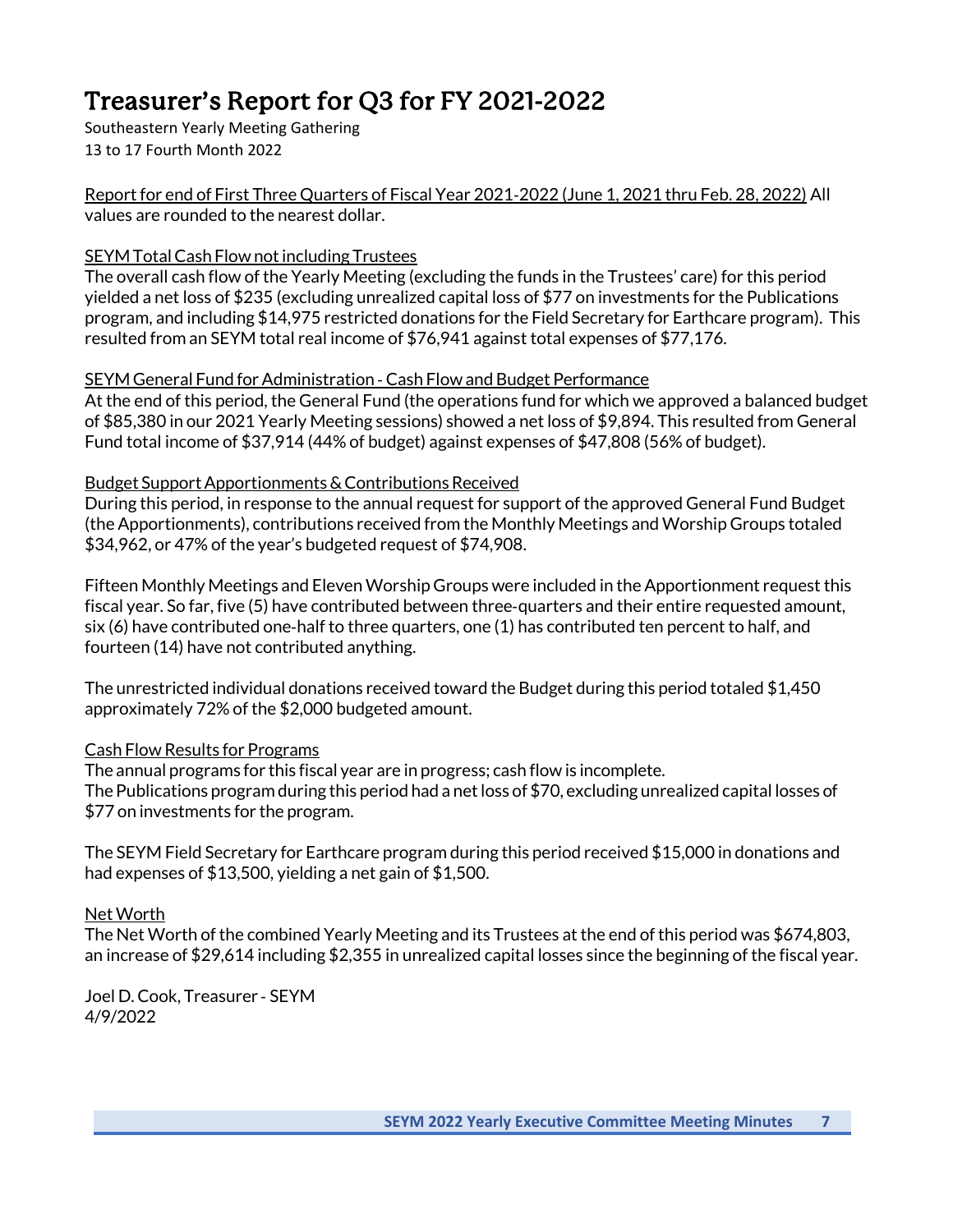# Treasurer's Report for Q3 for FY 2021-2022

Southeastern Yearly Meeting Gathering
13 to 17 Fourth Month 2022

Report for end of First Three Quarters of Fiscal Year 2021-2022 (June 1, 2021 thru Feb. 28, 2022) All values are rounded to the nearest dollar.

SEYM Total Cash Flow not including Trustees
The overall cash flow of the Yearly Meeting (excluding the funds in the Trustees' care) for this period yielded a net loss of $235 (excluding unrealized capital loss of $77 on investments for the Publications program, and including $14,975 restricted donations for the Field Secretary for Earthcare program). This resulted from an SEYM total real income of $76,941 against total expenses of $77,176.

SEYM General Fund for Administration - Cash Flow and Budget Performance
At the end of this period, the General Fund (the operations fund for which we approved a balanced budget of $85,380 in our 2021 Yearly Meeting sessions) showed a net loss of $9,894. This resulted from General Fund total income of $37,914 (44% of budget) against expenses of $47,808 (56% of budget).

Budget Support Apportionments & Contributions Received
During this period, in response to the annual request for support of the approved General Fund Budget (the Apportionments), contributions received from the Monthly Meetings and Worship Groups totaled $34,962, or 47% of the year's budgeted request of $74,908.

Fifteen Monthly Meetings and Eleven Worship Groups were included in the Apportionment request this fiscal year. So far, five (5) have contributed between three-quarters and their entire requested amount, six (6) have contributed one-half to three quarters, one (1) has contributed ten percent to half, and fourteen (14) have not contributed anything.

The unrestricted individual donations received toward the Budget during this period totaled $1,450 approximately 72% of the $2,000 budgeted amount.

Cash Flow Results for Programs
The annual programs for this fiscal year are in progress; cash flow is incomplete.
The Publications program during this period had a net loss of $70, excluding unrealized capital losses of $77 on investments for the program.

The SEYM Field Secretary for Earthcare program during this period received $15,000 in donations and had expenses of $13,500, yielding a net gain of $1,500.

Net Worth
The Net Worth of the combined Yearly Meeting and its Trustees at the end of this period was $674,803, an increase of $29,614 including $2,355 in unrealized capital losses since the beginning of the fiscal year.

Joel D. Cook, Treasurer - SEYM
4/9/2022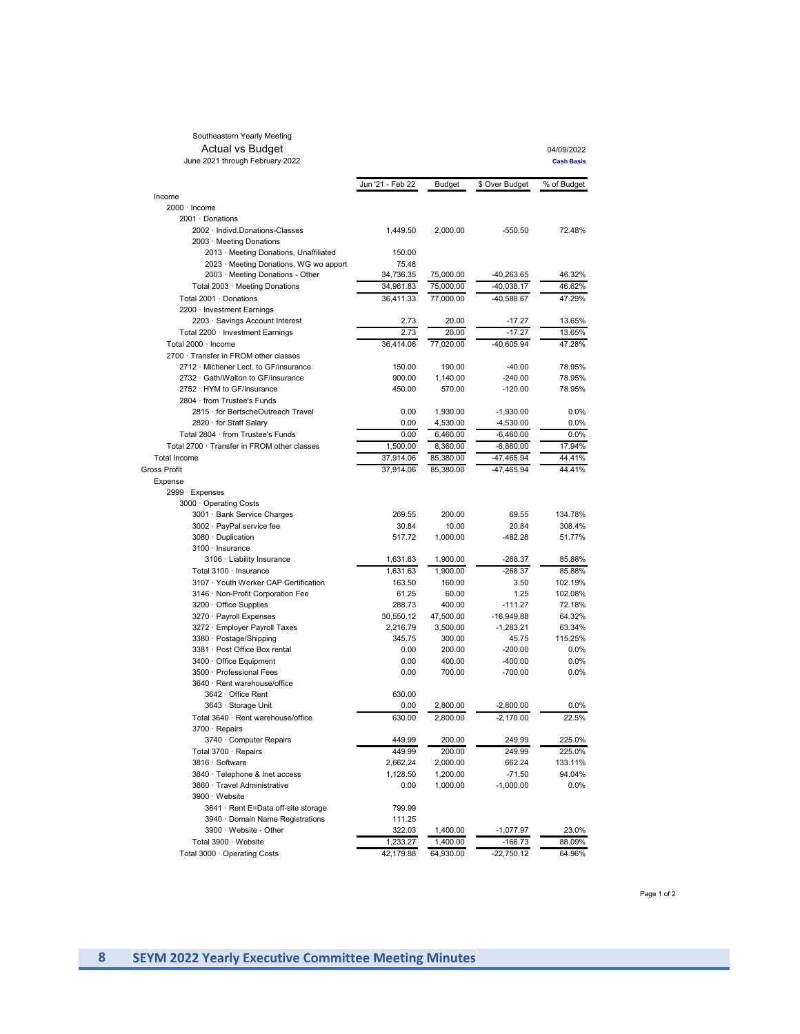Southeastern Yearly Meeting

**Actual vs Budget**

June 2021 through February 2022

04/09/2022

**Cash Basis**

| | Jun '21 - Feb 22 | Budget | $ Over Budget | % of Budget |
|---|---|---|---|---|
| Income | | | | |
| 2000 · Income | | | | |
| 2001 · Donations | | | | |
| 2002 · Indivd.Donations-Classes | 1,449.50 | 2,000.00 | -550.50 | 72.48% |
| 2003 · Meeting Donations | | | | |
| 2013 · Meeting Donations, Unaffiliated | 150.00 | | | |
| 2023 · Meeting Donations, WG wo apport | 75.48 | | | |
| 2003 · Meeting Donations - Other | 34,736.35 | 75,000.00 | -40,263.65 | 46.32% |
| Total 2003 · Meeting Donations | 34,961.83 | 75,000.00 | -40,038.17 | 46.62% |
| Total 2001 · Donations | 36,411.33 | 77,000.00 | -40,588.67 | 47.29% |
| 2200 · Investment Earnings | | | | |
| 2203 · Savings Account Interest | 2.73 | 20.00 | -17.27 | 13.65% |
| Total 2200 · Investment Earnings | 2.73 | 20.00 | -17.27 | 13.65% |
| Total 2000 · Income | 36,414.06 | 77,020.00 | -40,605.94 | 47.28% |
| 2700 · Transfer in FROM other classes | | | | |
| 2712 · Michener Lect. to GF/insurance | 150.00 | 190.00 | -40.00 | 78.95% |
| 2732 · Gath/Walton to GF/insurance | 900.00 | 1,140.00 | -240.00 | 78.95% |
| 2752 · HYM to GF/insurance | 450.00 | 570.00 | -120.00 | 78.95% |
| 2804 · from Trustee's Funds | | | | |
| 2815 · for BertscheOutreach Travel | 0.00 | 1,930.00 | -1,930.00 | 0.0% |
| 2820 · for Staff Salary | 0.00 | 4,530.00 | -4,530.00 | 0.0% |
| Total 2804 · from Trustee's Funds | 0.00 | 6,460.00 | -6,460.00 | 0.0% |
| Total 2700 · Transfer in FROM other classes | 1,500.00 | 8,360.00 | -6,860.00 | 17.94% |
| Total Income | 37,914.06 | 85,380.00 | -47,465.94 | 44.41% |
| Gross Profit | 37,914.06 | 85,380.00 | -47,465.94 | 44.41% |
| Expense | | | | |
| 2999 · Expenses | | | | |
| 3000 · Operating Costs | | | | |
| 3001 · Bank Service Charges | 269.55 | 200.00 | 69.55 | 134.78% |
| 3002 · PayPal service fee | 30.84 | 10.00 | 20.84 | 308.4% |
| 3080 · Duplication | 517.72 | 1,000.00 | -482.28 | 51.77% |
| 3100 · Insurance | | | | |
| 3106 · Liability Insurance | 1,631.63 | 1,900.00 | -268.37 | 85.88% |
| Total 3100 · Insurance | 1,631.63 | 1,900.00 | -268.37 | 85.88% |
| 3107 · Youth Worker CAP Certification | 163.50 | 160.00 | 3.50 | 102.19% |
| 3146 · Non-Profit Corporation Fee | 61.25 | 60.00 | 1.25 | 102.08% |
| 3200 · Office Supplies | 288.73 | 400.00 | -111.27 | 72.18% |
| 3270 · Payroll Expenses | 30,550.12 | 47,500.00 | -16,949.88 | 64.32% |
| 3272 · Employer Payroll Taxes | 2,216.79 | 3,500.00 | -1,283.21 | 63.34% |
| 3380 · Postage/Shipping | 345.75 | 300.00 | 45.75 | 115.25% |
| 3381 · Post Office Box rental | 0.00 | 200.00 | -200.00 | 0.0% |
| 3400 · Office Equipment | 0.00 | 400.00 | -400.00 | 0.0% |
| 3500 · Professional Fees | 0.00 | 700.00 | -700.00 | 0.0% |
| 3640 · Rent warehouse/office | | | | |
| 3642 · Office Rent | 630.00 | | | |
| 3643 · Storage Unit | 0.00 | 2,800.00 | -2,800.00 | 0.0% |
| Total 3640 · Rent warehouse/office | 630.00 | 2,800.00 | -2,170.00 | 22.5% |
| 3700 · Repairs | | | | |
| 3740 · Computer Repairs | 449.99 | 200.00 | 249.99 | 225.0% |
| Total 3700 · Repairs | 449.99 | 200.00 | 249.99 | 225.0% |
| 3816 · Software | 2,662.24 | 2,000.00 | 662.24 | 133.11% |
| 3840 · Telephone & Inet access | 1,128.50 | 1,200.00 | -71.50 | 94.04% |
| 3860 · Travel Administrative | 0.00 | 1,000.00 | -1,000.00 | 0.0% |
| 3900 · Website | | | | |
| 3641 · Rent E=Data off-site storage | 799.99 | | | |
| 3940 · Domain Name Registrations | 111.25 | | | |
| 3900 · Website - Other | 322.03 | 1,400.00 | -1,077.97 | 23.0% |
| Total 3900 · Website | 1,233.27 | 1,400.00 | -166.73 | 88.09% |
| Total 3000 · Operating Costs | 42,179.88 | 64,930.00 | -22,750.12 | 64.96% |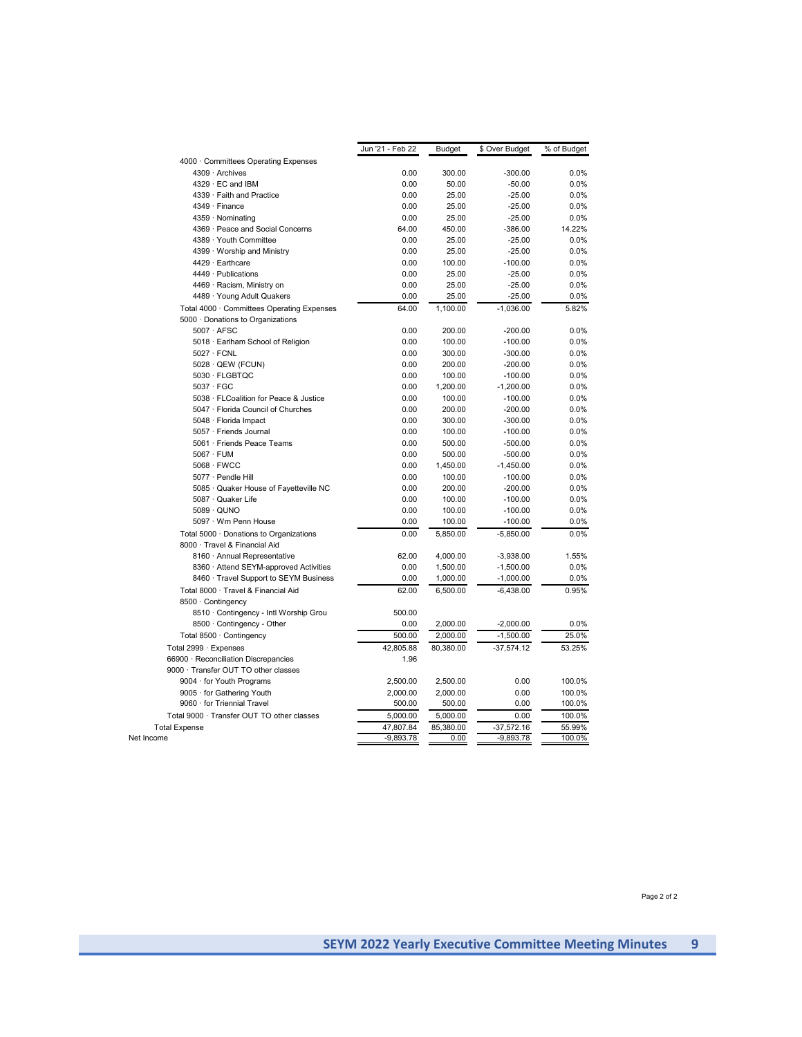| | Jun '21 - Feb 22 | Budget | $ Over Budget | % of Budget |
|---|---|---|---|---|
| 4000 · Committees Operating Expenses | | | | |
| 4309 · Archives | 0.00 | 300.00 | -300.00 | 0.0% |
| 4329 · EC and IBM | 0.00 | 50.00 | -50.00 | 0.0% |
| 4339 · Faith and Practice | 0.00 | 25.00 | -25.00 | 0.0% |
| 4349 · Finance | 0.00 | 25.00 | -25.00 | 0.0% |
| 4359 · Nominating | 0.00 | 25.00 | -25.00 | 0.0% |
| 4369 · Peace and Social Concerns | 64.00 | 450.00 | -386.00 | 14.22% |
| 4389 · Youth Committee | 0.00 | 25.00 | -25.00 | 0.0% |
| 4399 · Worship and Ministry | 0.00 | 25.00 | -25.00 | 0.0% |
| 4429 · Earthcare | 0.00 | 100.00 | -100.00 | 0.0% |
| 4449 · Publications | 0.00 | 25.00 | -25.00 | 0.0% |
| 4469 · Racism, Ministry on | 0.00 | 25.00 | -25.00 | 0.0% |
| 4489 · Young Adult Quakers | 0.00 | 25.00 | -25.00 | 0.0% |
| Total 4000 · Committees Operating Expenses | 64.00 | 1,100.00 | -1,036.00 | 5.82% |
| 5000 · Donations to Organizations | | | | |
| 5007 · AFSC | 0.00 | 200.00 | -200.00 | 0.0% |
| 5018 · Earlham School of Religion | 0.00 | 100.00 | -100.00 | 0.0% |
| 5027 · FCNL | 0.00 | 300.00 | -300.00 | 0.0% |
| 5028 · QEW (FCUN) | 0.00 | 200.00 | -200.00 | 0.0% |
| 5030 · FLGBTQC | 0.00 | 100.00 | -100.00 | 0.0% |
| 5037 · FGC | 0.00 | 1,200.00 | -1,200.00 | 0.0% |
| 5038 · FLCoalition for Peace & Justice | 0.00 | 100.00 | -100.00 | 0.0% |
| 5047 · Florida Council of Churches | 0.00 | 200.00 | -200.00 | 0.0% |
| 5048 · Florida Impact | 0.00 | 300.00 | -300.00 | 0.0% |
| 5057 · Friends Journal | 0.00 | 100.00 | -100.00 | 0.0% |
| 5061 · Friends Peace Teams | 0.00 | 500.00 | -500.00 | 0.0% |
| 5067 · FUM | 0.00 | 500.00 | -500.00 | 0.0% |
| 5068 · FWCC | 0.00 | 1,450.00 | -1,450.00 | 0.0% |
| 5077 · Pendle Hill | 0.00 | 100.00 | -100.00 | 0.0% |
| 5085 · Quaker House of Fayetteville NC | 0.00 | 200.00 | -200.00 | 0.0% |
| 5087 · Quaker Life | 0.00 | 100.00 | -100.00 | 0.0% |
| 5089 · QUNO | 0.00 | 100.00 | -100.00 | 0.0% |
| 5097 · Wm Penn House | 0.00 | 100.00 | -100.00 | 0.0% |
| Total 5000 · Donations to Organizations | 0.00 | 5,850.00 | -5,850.00 | 0.0% |
| 8000 · Travel & Financial Aid | | | | |
| 8160 · Annual Representative | 62.00 | 4,000.00 | -3,938.00 | 1.55% |
| 8360 · Attend SEYM-approved Activities | 0.00 | 1,500.00 | -1,500.00 | 0.0% |
| 8460 · Travel Support to SEYM Business | 0.00 | 1,000.00 | -1,000.00 | 0.0% |
| Total 8000 · Travel & Financial Aid | 62.00 | 6,500.00 | -6,438.00 | 0.95% |
| 8500 · Contingency | | | | |
| 8510 · Contingency - Intl Worship Grou | 500.00 | | | |
| 8500 · Contingency - Other | 0.00 | 2,000.00 | -2,000.00 | 0.0% |
| Total 8500 · Contingency | 500.00 | 2,000.00 | -1,500.00 | 25.0% |
| Total 2999 · Expenses | 42,805.88 | 80,380.00 | -37,574.12 | 53.25% |
| 66900 · Reconciliation Discrepancies | 1.96 | | | |
| 9000 · Transfer OUT TO other classes | | | | |
| 9004 · for Youth Programs | 2,500.00 | 2,500.00 | 0.00 | 100.0% |
| 9005 · for Gathering Youth | 2,000.00 | 2,000.00 | 0.00 | 100.0% |
| 9060 · for Triennial Travel | 500.00 | 500.00 | 0.00 | 100.0% |
| Total 9000 · Transfer OUT TO other classes | 5,000.00 | 5,000.00 | 0.00 | 100.0% |
| Total Expense | 47,807.84 | 85,380.00 | -37,572.16 | 55.99% |
| Net Income | -9,893.78 | 0.00 | -9,893.78 | 100.0% |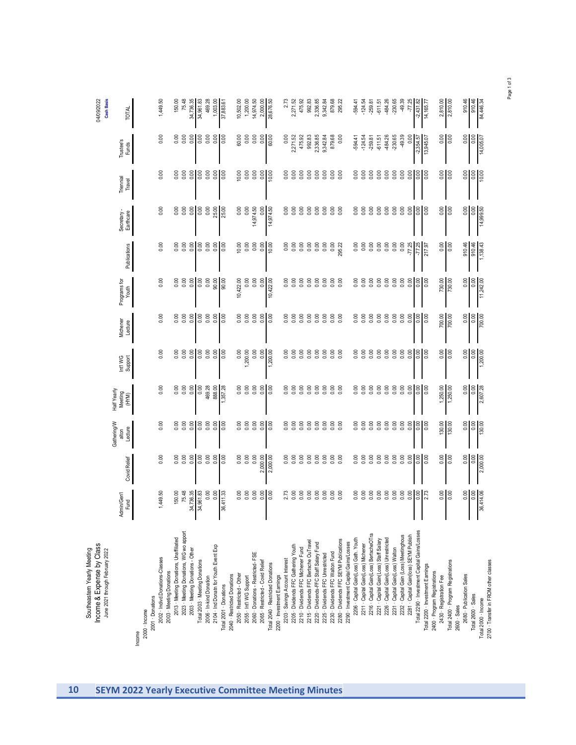# Southeastern Yearly Meeting

## Income & Expense by Class

June 2021 through February 2022

04/09/2022

**Cash Basis**

| | Admin/Gen'l Fund | Covid Relief | Gathering/Walton Lecture | Half Yearly Meeting (HYM) | Int'l WG Support | Michener Lecture | Programs for Youth | Publications | Secretary - Earthcare | Triennial Travel | Trustee's Funds | TOTAL |
|---|---|---|---|---|---|---|---|---|---|---|---|---|
| Income | | | | | | | | | | | | |
| 2000 · Income | | | | | | | | | | | | |
| 2001 · Donations | | | | | | | | | | | | |
| 2002 · Individ.Donations-Classes | 1,449.50 | 0.00 | 0.00 | 0.00 | 0.00 | 0.00 | 0.00 | 0.00 | 0.00 | 0.00 | 0.00 | 1,449.50 |
| 2003 · Meeting Donations | | | | | | | | | | | | |
| 2013 · Meeting Donations, Unaffiliated | 150.00 | 0.00 | 0.00 | 0.00 | 0.00 | 0.00 | 0.00 | 0.00 | 0.00 | 0.00 | 0.00 | 150.00 |
| 2023 · Meeting Donations, WG wo apport | 75.48 | 0.00 | 0.00 | 0.00 | 0.00 | 0.00 | 0.00 | 0.00 | 0.00 | 0.00 | 0.00 | 75.48 |
| 2003 · Meeting Donations - Other | 34,736.35 | 0.00 | 0.00 | 0.00 | 0.00 | 0.00 | 0.00 | 0.00 | 0.00 | 0.00 | 0.00 | 34,736.35 |
| Total 2003 · Meeting Donations | 34,961.83 | 0.00 | 0.00 | 0.00 | 0.00 | 0.00 | 0.00 | 0.00 | 0.00 | 0.00 | 0.00 | 34,961.83 |
| 2006 · In-kind Donation | 0.00 | 0.00 | 0.00 | 469.28 | 0.00 | 0.00 | 0.00 | 0.00 | 0.00 | 0.00 | 0.00 | 469.28 |
| 2104 · Ind Donatn for Youth Event Exp | 0.00 | 0.00 | 0.00 | 888.00 | 0.00 | 0.00 | 90.00 | 0.00 | 25.00 | 0.00 | 0.00 | 1,003.00 |
| Total 2001 · Donations | 36,411.33 | 0.00 | 0.00 | 1,357.28 | 0.00 | 0.00 | 90.00 | 0.00 | 25.00 | 0.00 | 0.00 | 37,883.61 |
| 2040 · Restricted Donations | | | | | | | | | | | | |
| 2050 · Restricted - Other | 0.00 | 0.00 | 0.00 | 0.00 | 0.00 | 0.00 | 10,422.00 | 10.00 | 0.00 | 10.00 | 60.00 | 10,502.00 |
| 2055 · Int'l WG Support | 0.00 | 0.00 | 0.00 | 0.00 | 1,200.00 | 0.00 | 0.00 | 0.00 | 0.00 | 0.00 | 0.00 | 1,200.00 |
| 2060 · Donations - Restricted - FSE | 0.00 | 0.00 | 0.00 | 0.00 | 0.00 | 0.00 | 0.00 | 0.00 | 14,974.50 | 0.00 | 0.00 | 14,974.50 |
| 2065 · Restricted - Covid Relief | 0.00 | 2,000.00 | 0.00 | 0.00 | 0.00 | 0.00 | 0.00 | 0.00 | 0.00 | 0.00 | 0.00 | 2,000.00 |
| Total 2040 · Restricted Donations | 0.00 | 2,000.00 | 0.00 | 0.00 | 1,200.00 | 0.00 | 10,422.00 | 10.00 | 14,974.50 | 10.00 | 60.00 | 28,676.50 |
| 2200 · Investment Earnings | | | | | | | | | | | | |
| 2203 · Savings Account Interest | 2.73 | 0.00 | 0.00 | 0.00 | 0.00 | 0.00 | 0.00 | 0.00 | 0.00 | 0.00 | 0.00 | 2.73 |
| 2205 · Dividends FFC Gathering Youth | 0.00 | 0.00 | 0.00 | 0.00 | 0.00 | 0.00 | 0.00 | 0.00 | 0.00 | 0.00 | 2,271.52 | 2,271.52 |
| 2210 · Dividends FFC Michener Fund | 0.00 | 0.00 | 0.00 | 0.00 | 0.00 | 0.00 | 0.00 | 0.00 | 0.00 | 0.00 | 475.92 | 475.92 |
| 2215 · Dividends FFC Bertsche OuTravel | 0.00 | 0.00 | 0.00 | 0.00 | 0.00 | 0.00 | 0.00 | 0.00 | 0.00 | 0.00 | 992.83 | 992.83 |
| 2220 · Dividends-FFC Staff Salary Fund | 0.00 | 0.00 | 0.00 | 0.00 | 0.00 | 0.00 | 0.00 | 0.00 | 0.00 | 0.00 | 2,336.85 | 2,336.85 |
| 2225 · Dividends FFC Unrestricted | 0.00 | 0.00 | 0.00 | 0.00 | 0.00 | 0.00 | 0.00 | 0.00 | 0.00 | 0.00 | 9,342.84 | 9,342.84 |
| 2230 · Dividends FFC Walton Fund | 0.00 | 0.00 | 0.00 | 0.00 | 0.00 | 0.00 | 0.00 | 0.00 | 0.00 | 0.00 | 879.68 | 879.68 |
| 2280 · Dividends FFC SEYM Publications | 0.00 | 0.00 | 0.00 | 0.00 | 0.00 | 0.00 | 0.00 | 295.22 | 0.00 | 0.00 | 0.00 | 295.22 |
| 2290 · Investment Capital Gains/Losses | | | | | | | | | | | | |
| 2206 · Capital Gain(Loss) Gath. Youth | 0.00 | 0.00 | 0.00 | 0.00 | 0.00 | 0.00 | 0.00 | 0.00 | 0.00 | 0.00 | -594.41 | -594.41 |
| 2211 · Capital Gain(Loss) Michener | 0.00 | 0.00 | 0.00 | 0.00 | 0.00 | 0.00 | 0.00 | 0.00 | 0.00 | 0.00 | -124.54 | -124.54 |
| 2216 · Capital Gain(Loss) BertscheOTra | 0.00 | 0.00 | 0.00 | 0.00 | 0.00 | 0.00 | 0.00 | 0.00 | 0.00 | 0.00 | -259.81 | -259.81 |
| 2221 · Capital Gain(Loss) Staff Salary | 0.00 | 0.00 | 0.00 | 0.00 | 0.00 | 0.00 | 0.00 | 0.00 | 0.00 | 0.00 | -611.51 | -611.51 |
| 2226 · Capital Gain(Loss) Unrestricted | 0.00 | 0.00 | 0.00 | 0.00 | 0.00 | 0.00 | 0.00 | 0.00 | 0.00 | 0.00 | -484.26 | -484.26 |
| 2231 · Capital Gain(Loss) Walton | 0.00 | 0.00 | 0.00 | 0.00 | 0.00 | 0.00 | 0.00 | 0.00 | 0.00 | 0.00 | -230.65 | -230.65 |
| 2232 · Capital Gain (Loss) Meetinghous | 0.00 | 0.00 | 0.00 | 0.00 | 0.00 | 0.00 | 0.00 | 0.00 | 0.00 | 0.00 | -49.39 | -49.39 |
| 2281 · Capital Gain(loss) SEYM Publish | 0.00 | 0.00 | 0.00 | 0.00 | 0.00 | 0.00 | 0.00 | -77.25 | 0.00 | 0.00 | 0.00 | -77.25 |
| Total 2290 · Investment Capital Gains/Losses | 0.00 | 0.00 | 0.00 | 0.00 | 0.00 | 0.00 | 0.00 | -77.25 | 0.00 | 0.00 | -2,354.57 | -2,431.82 |
| Total 2200 · Investment Earnings | 2.73 | 0.00 | 0.00 | 0.00 | 0.00 | 0.00 | 0.00 | 217.97 | 0.00 | 0.00 | 13,945.07 | 14,165.77 |
| 2400 · Program Registrations | | | | | | | | | | | | |
| 2430 · Registration Fee | 0.00 | 0.00 | 130.00 | 1,250.00 | 0.00 | 700.00 | 730.00 | 0.00 | 0.00 | 0.00 | 0.00 | 2,810.00 |
| Total 2400 · Program Registrations | 0.00 | 0.00 | 130.00 | 1,250.00 | 0.00 | 700.00 | 730.00 | 0.00 | 0.00 | 0.00 | 0.00 | 2,810.00 |
| 2600 · Sales | | | | | | | | | | | | |
| 2680 · Publication Sales | 0.00 | 0.00 | 0.00 | 0.00 | 0.00 | 0.00 | 0.00 | 910.46 | 0.00 | 0.00 | 0.00 | 910.46 |
| Total 2600 · Sales | 0.00 | 0.00 | 0.00 | 0.00 | 0.00 | 0.00 | 0.00 | 910.46 | 0.00 | 0.00 | 0.00 | 910.46 |
| Total 2000 · Income | 36,414.06 | 2,000.00 | 130.00 | 2,607.28 | 1,200.00 | 700.00 | 11,242.00 | 1,138.43 | 14,999.50 | 10.00 | 14,005.07 | 84,446.34 |
| 2700 · Transfer in FROM other classes | | | | | | | | | | | | |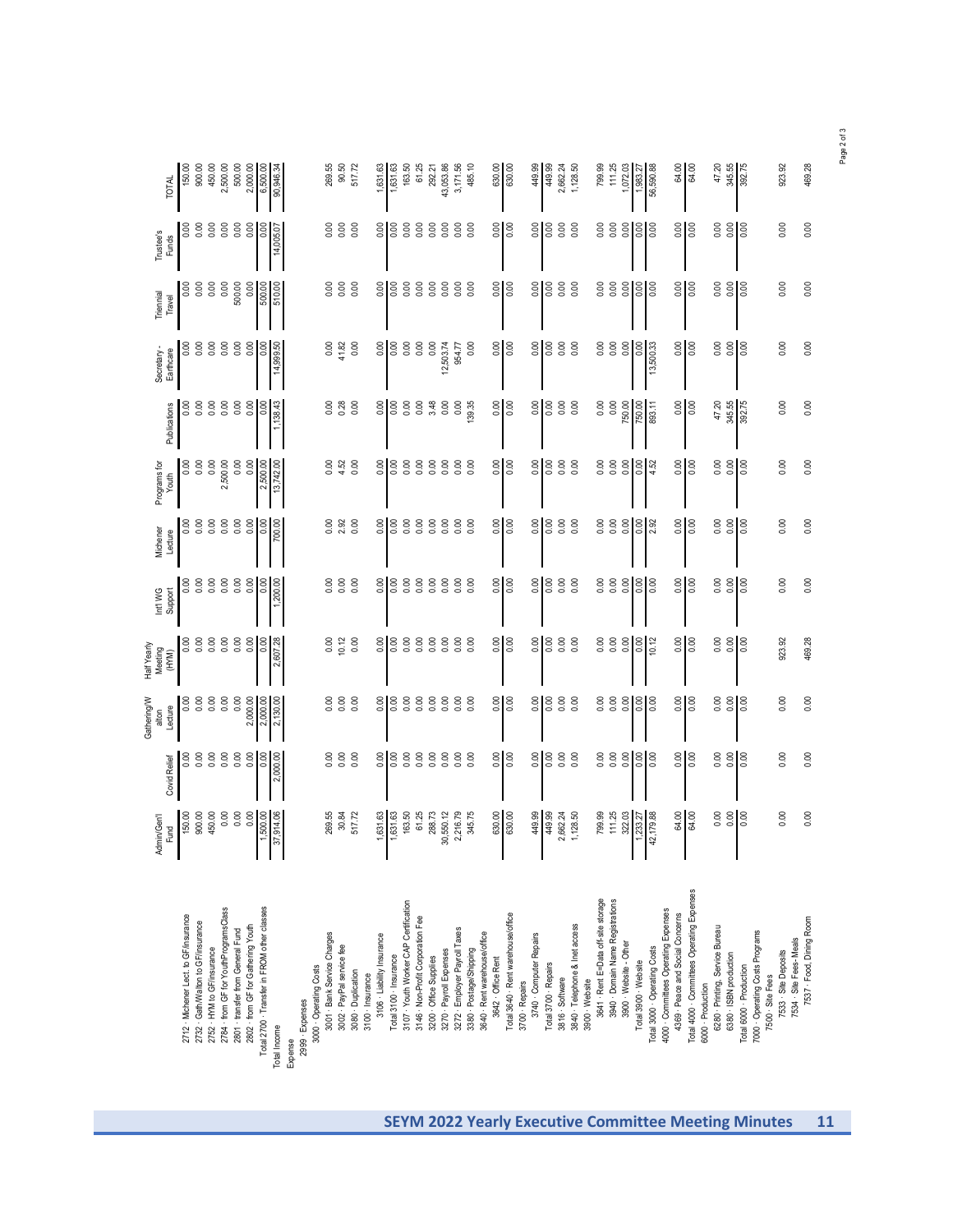| | Admin/Gen'l Fund | Covid Relief | Gathering/Walton Lecture | Half Yearly Meeting (HYM) | Int'l WG Support | Michener Lecture | Programs for Youth | Publications | Secretary - Earthcare | Triennial Travel | Trustee's Funds | TOTAL |
|---|---|---|---|---|---|---|---|---|---|---|---|---|
| 2712 · Michener Lect. to GF/insurance | 150.00 | 0.00 | 0.00 | 0.00 | 0.00 | 0.00 | 0.00 | 0.00 | 0.00 | 0.00 | 0.00 | 150.00 |
| 2732 · Gath/Walton to GF/insurance | 900.00 | 0.00 | 0.00 | 0.00 | 0.00 | 0.00 | 0.00 | 0.00 | 0.00 | 0.00 | 0.00 | 900.00 |
| 2752 · HYM to GF/insurance | 450.00 | 0.00 | 0.00 | 0.00 | 0.00 | 0.00 | 0.00 | 0.00 | 0.00 | 0.00 | 0.00 | 450.00 |
| 2784 · from GF for YouthProgramsClass | 0.00 | 0.00 | 0.00 | 0.00 | 0.00 | 0.00 | 2,500.00 | 0.00 | 0.00 | 0.00 | 0.00 | 2,500.00 |
| 2801 · transfer from General Fund | 0.00 | 0.00 | 0.00 | 0.00 | 0.00 | 0.00 | 0.00 | 0.00 | 0.00 | 500.00 | 0.00 | 500.00 |
| 2802 · from GF for Gathering Youth | 0.00 | 0.00 | 2,000.00 | 0.00 | 0.00 | 0.00 | 0.00 | 0.00 | 0.00 | 0.00 | 0.00 | 2,000.00 |
| Total 2700 · Transfer in FROM other classes | 1,500.00 | 0.00 | 2,000.00 | 0.00 | 0.00 | 0.00 | 2,500.00 | 0.00 | 0.00 | 500.00 | 0.00 | 6,500.00 |
| Total Income | 37,914.06 | 2,000.00 | 2,130.00 | 2,607.28 | 1,200.00 | 700.00 | 13,742.00 | 1,138.43 | 14,999.50 | 510.00 | 14,005.07 | 90,946.34 |
| Expense | | | | | | | | | | | | |
| 2999 · Expenses | | | | | | | | | | | | |
| 3000 · Operating Costs | | | | | | | | | | | | |
| 3001 · Bank Service Charges | 269.55 | 0.00 | 0.00 | 0.00 | 0.00 | 0.00 | 0.00 | 0.00 | 0.00 | 0.00 | 0.00 | 269.55 |
| 3002 · PayPal service fee | 30.84 | 0.00 | 0.00 | 10.12 | 0.00 | 2.92 | 4.52 | 0.28 | 41.82 | 0.00 | 0.00 | 90.50 |
| 3080 · Duplication | 517.72 | 0.00 | 0.00 | 0.00 | 0.00 | 0.00 | 0.00 | 0.00 | 0.00 | 0.00 | 0.00 | 517.72 |
| 3100 · Insurance | | | | | | | | | | | | |
| 3106 · Liability Insurance | 1,631.63 | 0.00 | 0.00 | 0.00 | 0.00 | 0.00 | 0.00 | 0.00 | 0.00 | 0.00 | 0.00 | 1,631.63 |
| Total 3100 · Insurance | 1,631.63 | 0.00 | 0.00 | 0.00 | 0.00 | 0.00 | 0.00 | 0.00 | 0.00 | 0.00 | 0.00 | 1,631.63 |
| 3107 · Youth Worker CAP Certification | 163.50 | 0.00 | 0.00 | 0.00 | 0.00 | 0.00 | 0.00 | 0.00 | 0.00 | 0.00 | 0.00 | 163.50 |
| 3146 · Non-Profit Corporation Fee | 61.25 | 0.00 | 0.00 | 0.00 | 0.00 | 0.00 | 0.00 | 0.00 | 0.00 | 0.00 | 0.00 | 61.25 |
| 3200 · Office Supplies | 288.73 | 0.00 | 0.00 | 0.00 | 0.00 | 0.00 | 0.00 | 3.48 | 0.00 | 0.00 | 0.00 | 292.21 |
| 3270 · Payroll Expenses | 30,550.12 | 0.00 | 0.00 | 0.00 | 0.00 | 0.00 | 0.00 | 0.00 | 12,503.74 | 0.00 | 0.00 | 43,053.86 |
| 3272 · Employer Payroll Taxes | 2,216.79 | 0.00 | 0.00 | 0.00 | 0.00 | 0.00 | 0.00 | 0.00 | 954.77 | 0.00 | 0.00 | 3,171.56 |
| 3380 · Postage/Shipping | 345.75 | 0.00 | 0.00 | 0.00 | 0.00 | 0.00 | 0.00 | 139.35 | 0.00 | 0.00 | 0.00 | 485.10 |
| 3640 · Rent warehouse/office | | | | | | | | | | | | |
| 3642 · Office Rent | 630.00 | 0.00 | 0.00 | 0.00 | 0.00 | 0.00 | 0.00 | 0.00 | 0.00 | 0.00 | 0.00 | 630.00 |
| Total 3640 · Rent warehouse/office | 630.00 | 0.00 | 0.00 | 0.00 | 0.00 | 0.00 | 0.00 | 0.00 | 0.00 | 0.00 | 0.00 | 630.00 |
| 3700 · Repairs | | | | | | | | | | | | |
| 3740 · Computer Repairs | 449.99 | 0.00 | 0.00 | 0.00 | 0.00 | 0.00 | 0.00 | 0.00 | 0.00 | 0.00 | 0.00 | 449.99 |
| Total 3700 · Repairs | 449.99 | 0.00 | 0.00 | 0.00 | 0.00 | 0.00 | 0.00 | 0.00 | 0.00 | 0.00 | 0.00 | 449.99 |
| 3816 · Software | 2,662.24 | 0.00 | 0.00 | 0.00 | 0.00 | 0.00 | 0.00 | 0.00 | 0.00 | 0.00 | 0.00 | 2,662.24 |
| 3840 · Telephone & Inet access | 1,128.50 | 0.00 | 0.00 | 0.00 | 0.00 | 0.00 | 0.00 | 0.00 | 0.00 | 0.00 | 0.00 | 1,128.50 |
| 3900 · Website | | | | | | | | | | | | |
| 3641 · Rent E=Data off-site storage | 799.99 | 0.00 | 0.00 | 0.00 | 0.00 | 0.00 | 0.00 | 0.00 | 0.00 | 0.00 | 0.00 | 799.99 |
| 3940 · Domain Name Registrations | 111.25 | 0.00 | 0.00 | 0.00 | 0.00 | 0.00 | 0.00 | 0.00 | 0.00 | 0.00 | 0.00 | 111.25 |
| 3900 · Website - Other | 322.03 | 0.00 | 0.00 | 0.00 | 0.00 | 0.00 | 0.00 | 750.00 | 0.00 | 0.00 | 0.00 | 1,072.03 |
| Total 3900 · Website | 1,233.27 | 0.00 | 0.00 | 0.00 | 0.00 | 0.00 | 0.00 | 750.00 | 0.00 | 0.00 | 0.00 | 1,983.27 |
| Total 3000 · Operating Costs | 42,179.88 | 0.00 | 0.00 | 10.12 | 0.00 | 2.92 | 4.52 | 893.11 | 13,500.33 | 0.00 | 0.00 | 56,590.88 |
| 4000 · Committees Operating Expenses | | | | | | | | | | | | |
| 4369 · Peace and Social Concerns | 64.00 | 0.00 | 0.00 | 0.00 | 0.00 | 0.00 | 0.00 | 0.00 | 0.00 | 0.00 | 0.00 | 64.00 |
| Total 4000 · Committees Operating Expenses | 64.00 | 0.00 | 0.00 | 0.00 | 0.00 | 0.00 | 0.00 | 0.00 | 0.00 | 0.00 | 0.00 | 64.00 |
| 6000 · Production | | | | | | | | | | | | |
| 6280 · Printing, Service Bureau | 0.00 | 0.00 | 0.00 | 0.00 | 0.00 | 0.00 | 0.00 | 47.20 | 0.00 | 0.00 | 0.00 | 47.20 |
| 6380 · ISBN production | 0.00 | 0.00 | 0.00 | 0.00 | 0.00 | 0.00 | 0.00 | 345.55 | 0.00 | 0.00 | 0.00 | 345.55 |
| Total 6000 · Production | 0.00 | 0.00 | 0.00 | 0.00 | 0.00 | 0.00 | 0.00 | 392.75 | 0.00 | 0.00 | 0.00 | 392.75 |
| 7000 · Operating Costs Programs | | | | | | | | | | | | |
| 7500 · Site Fees | | | | | | | | | | | | |
| 7533 · Site Deposits | 0.00 | 0.00 | 0.00 | 923.92 | 0.00 | 0.00 | 0.00 | 0.00 | 0.00 | 0.00 | 0.00 | 923.92 |
| 7534 · Site Fees-Meals | | | | | | | | | | | | |
| 7537 · Food, Dining Room | 0.00 | 0.00 | 0.00 | 469.28 | 0.00 | 0.00 | 0.00 | 0.00 | 0.00 | 0.00 | 0.00 | 469.28 |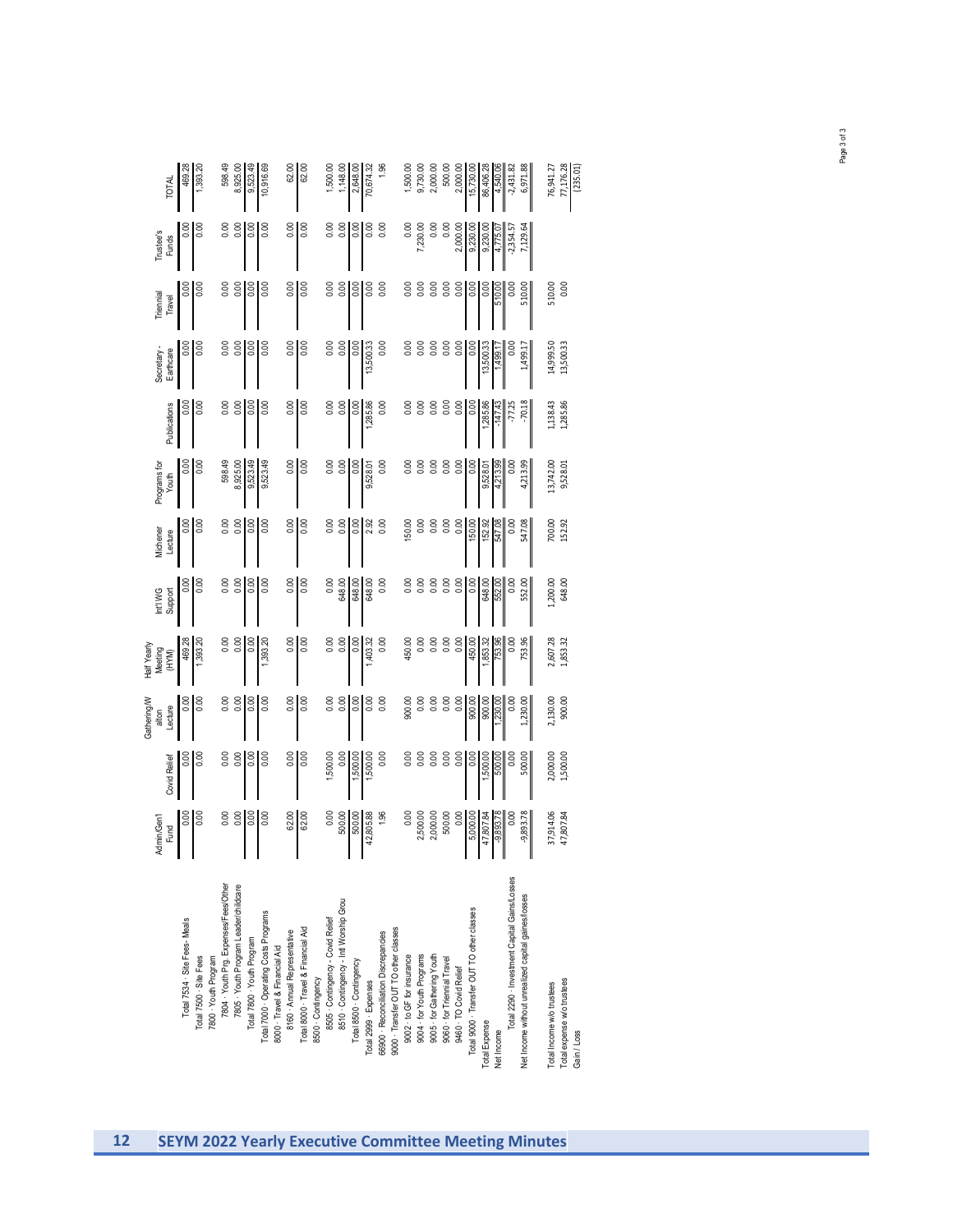| | Admin/Gen'l Fund | Covid Relief | Gathering/Walton Lecture | Half Yearly Meeting (HYM) | Int'l WG Support | Michener Lecture | Programs for Youth | Publications | Secretary - Earthcare | Triennial Travel | Trustee's Funds | TOTAL |
|---|---|---|---|---|---|---|---|---|---|---|---|---|
| Total 7534 · Site Fees- Meals | 0.00 | 0.00 | 0.00 | 469.28 | 0.00 | 0.00 | 0.00 | 0.00 | 0.00 | 0.00 | 0.00 | 469.28 |
| Total 7500 · Site Fees | 0.00 | 0.00 | 0.00 | 1,393.20 | 0.00 | 0.00 | 0.00 | 0.00 | 0.00 | 0.00 | 0.00 | 1,393.20 |
| 7800 · Youth Program | | | | | | | | | | | | |
| 7804 · Youth Prg. Expenses/Fees/Other | 0.00 | 0.00 | 0.00 | 0.00 | 0.00 | 0.00 | 598.49 | 0.00 | 0.00 | 0.00 | 0.00 | 598.49 |
| 7805 · Youth Program Leader/childcare | 0.00 | 0.00 | 0.00 | 0.00 | 0.00 | 0.00 | 8,925.00 | 0.00 | 0.00 | 0.00 | 0.00 | 8,925.00 |
| Total 7800 · Youth Program | 0.00 | 0.00 | 0.00 | 0.00 | 0.00 | 0.00 | 9,523.49 | 0.00 | 0.00 | 0.00 | 0.00 | 9,523.49 |
| Total 7000 · Operating Costs Programs | 0.00 | 0.00 | 0.00 | 1,393.20 | 0.00 | 0.00 | 9,523.49 | 0.00 | 0.00 | 0.00 | 0.00 | 10,916.69 |
| 8000 · Travel & Financial Aid | | | | | | | | | | | | |
| 8160 · Annual Representative | 62.00 | 0.00 | 0.00 | 0.00 | 0.00 | 0.00 | 0.00 | 0.00 | 0.00 | 0.00 | 0.00 | 62.00 |
| Total 8000 · Travel & Financial Aid | 62.00 | 0.00 | 0.00 | 0.00 | 0.00 | 0.00 | 0.00 | 0.00 | 0.00 | 0.00 | 0.00 | 62.00 |
| 8500 · Contingency | | | | | | | | | | | | |
| 8505 · Contingency - Covid Relief | 0.00 | 1,500.00 | 0.00 | 0.00 | 0.00 | 0.00 | 0.00 | 0.00 | 0.00 | 0.00 | 0.00 | 1,500.00 |
| 8510 · Contingency - Intl Worship Grou | 500.00 | 0.00 | 0.00 | 0.00 | 648.00 | 0.00 | 0.00 | 0.00 | 0.00 | 0.00 | 0.00 | 1,148.00 |
| Total 8500 · Contingency | 500.00 | 1,500.00 | 0.00 | 0.00 | 648.00 | 0.00 | 0.00 | 0.00 | 0.00 | 0.00 | 0.00 | 2,648.00 |
| Total 2999 · Expenses | 42,805.88 | 1,500.00 | 0.00 | 1,403.32 | 648.00 | 2.92 | 9,528.01 | 1,285.86 | 13,500.33 | 0.00 | 0.00 | 70,674.32 |
| 66900 · Reconciliation Discrepancies | 1.96 | 0.00 | 0.00 | 0.00 | 0.00 | 0.00 | 0.00 | 0.00 | 0.00 | 0.00 | 0.00 | 1.96 |
| 9000 · Transfer OUT TO other classes | | | | | | | | | | | | |
| 9002 · to GF for insurance | 0.00 | 0.00 | 900.00 | 450.00 | 0.00 | 150.00 | 0.00 | 0.00 | 0.00 | 0.00 | 0.00 | 1,500.00 |
| 9004 · for Youth Programs | 2,500.00 | 0.00 | 0.00 | 0.00 | 0.00 | 0.00 | 0.00 | 0.00 | 0.00 | 0.00 | 7,230.00 | 9,730.00 |
| 9005 · for Gathering Youth | 2,000.00 | 0.00 | 0.00 | 0.00 | 0.00 | 0.00 | 0.00 | 0.00 | 0.00 | 0.00 | 0.00 | 2,000.00 |
| 9060 · for Triennial Travel | 500.00 | 0.00 | 0.00 | 0.00 | 0.00 | 0.00 | 0.00 | 0.00 | 0.00 | 0.00 | 0.00 | 500.00 |
| 9460 · TO Covid Relief | 0.00 | 0.00 | 0.00 | 0.00 | 0.00 | 0.00 | 0.00 | 0.00 | 0.00 | 0.00 | 2,000.00 | 2,000.00 |
| Total 9000 · Transfer OUT TO other classes | 5,000.00 | 0.00 | 900.00 | 450.00 | 0.00 | 150.00 | 0.00 | 0.00 | 0.00 | 0.00 | 9,230.00 | 15,730.00 |
| Total Expense | 47,807.84 | 1,500.00 | 900.00 | 1,853.32 | 648.00 | 152.92 | 9,528.01 | 1,285.86 | 13,500.33 | 0.00 | 9,230.00 | 86,406.28 |
| Net Income | -9,893.78 | 500.00 | 1,230.00 | 753.96 | 552.00 | 547.08 | 4,213.99 | -147.43 | 1,499.17 | 510.00 | 4,775.07 | 4,540.06 |
| Total 2290 · Investment Capital Gains/Losses | 0.00 | 0.00 | 0.00 | 0.00 | 0.00 | 0.00 | 0.00 | -77.25 | 0.00 | 0.00 | -2,354.57 | -2,431.82 |
| Net Income without unrealized capital gaines/losses | -9,893.78 | 500.00 | 1,230.00 | 753.96 | 552.00 | 547.08 | 4,213.99 | -70.18 | 1,499.17 | 510.00 | 7,129.64 | 6,971.88 |
| | | | | | | | | | | | | |
| Total Income w/o trustees | 37,914.06 | 2,000.00 | 2,130.00 | 2,607.28 | 1,200.00 | 700.00 | 13,742.00 | 1,138.43 | 14,999.50 | 510.00 | | 76,941.27 |
| Total expense w/o trustees | 47,807.84 | 1,500.00 | 900.00 | 1,853.32 | 648.00 | 152.92 | 9,528.01 | 1,285.86 | 13,500.33 | 0.00 | | 77,176.28 |
| Gain / Loss | | | | | | | | | | | | (235.01) |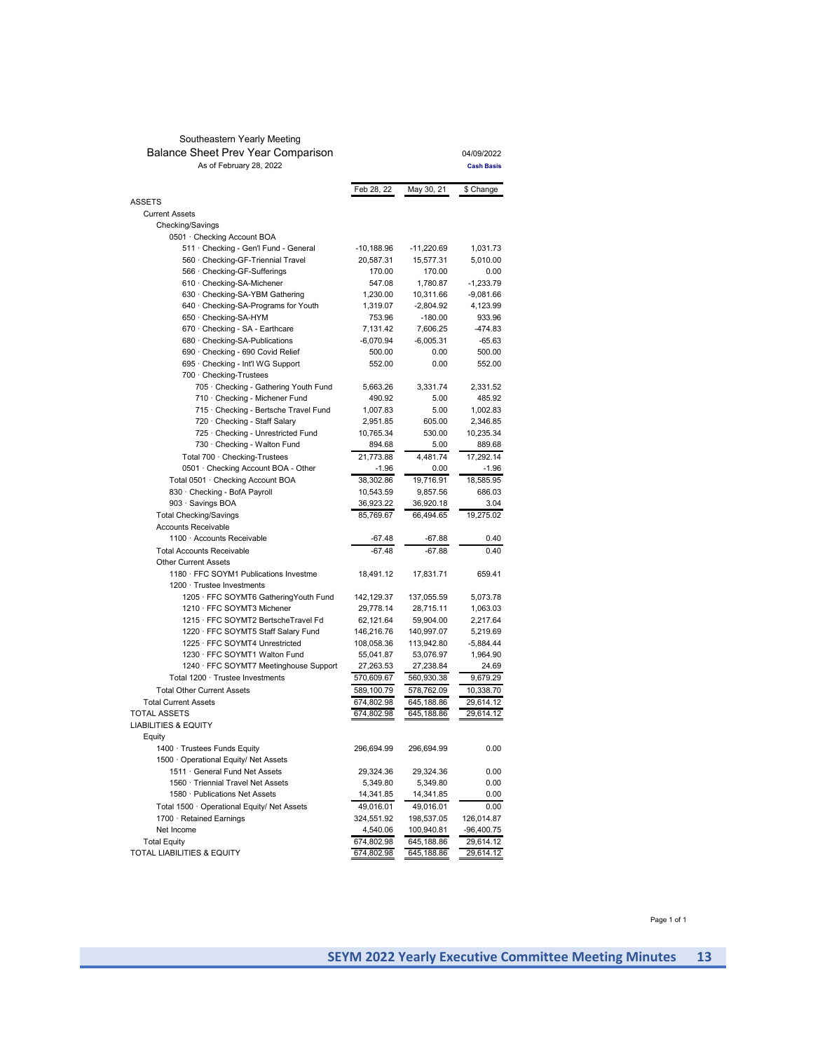Southeastern Yearly Meeting

## Balance Sheet Prev Year Comparison

As of February 28, 2022

04/09/2022

**Cash Basis**

| | Feb 28, 22 | May 30, 21 | $ Change |
|---|---|---|---|
| ASSETS | | | |
| Current Assets | | | |
| Checking/Savings | | | |
| 0501 · Checking Account BOA | | | |
| 511 · Checking - Gen'l Fund - General | -10,188.96 | -11,220.69 | 1,031.73 |
| 560 · Checking-GF-Triennial Travel | 20,587.31 | 15,577.31 | 5,010.00 |
| 566 · Checking-GF-Sufferings | 170.00 | 170.00 | 0.00 |
| 610 · Checking-SA-Michener | 547.08 | 1,780.87 | -1,233.79 |
| 630 · Checking-SA-YBM Gathering | 1,230.00 | 10,311.66 | -9,081.66 |
| 640 · Checking-SA-Programs for Youth | 1,319.07 | -2,804.92 | 4,123.99 |
| 650 · Checking-SA-HYM | 753.96 | -180.00 | 933.96 |
| 670 · Checking - SA - Earthcare | 7,131.42 | 7,606.25 | -474.83 |
| 680 · Checking-SA-Publications | -6,070.94 | -6,005.31 | -65.63 |
| 690 · Checking - 690 Covid Relief | 500.00 | 0.00 | 500.00 |
| 695 · Checking - Int'l WG Support | 552.00 | 0.00 | 552.00 |
| 700 · Checking-Trustees | | | |
| 705 · Checking - Gathering Youth Fund | 5,663.26 | 3,331.74 | 2,331.52 |
| 710 · Checking - Michener Fund | 490.92 | 5.00 | 485.92 |
| 715 · Checking - Bertsche Travel Fund | 1,007.83 | 5.00 | 1,002.83 |
| 720 · Checking - Staff Salary | 2,951.85 | 605.00 | 2,346.85 |
| 725 · Checking - Unrestricted Fund | 10,765.34 | 530.00 | 10,235.34 |
| 730 · Checking - Walton Fund | 894.68 | 5.00 | 889.68 |
| Total 700 · Checking-Trustees | 21,773.88 | 4,481.74 | 17,292.14 |
| 0501 · Checking Account BOA - Other | -1.96 | 0.00 | -1.96 |
| Total 0501 · Checking Account BOA | 38,302.86 | 19,716.91 | 18,585.95 |
| 830 · Checking - BofA Payroll | 10,543.59 | 9,857.56 | 686.03 |
| 903 · Savings BOA | 36,923.22 | 36,920.18 | 3.04 |
| Total Checking/Savings | 85,769.67 | 66,494.65 | 19,275.02 |
| Accounts Receivable | | | |
| 1100 · Accounts Receivable | -67.48 | -67.88 | 0.40 |
| Total Accounts Receivable | -67.48 | -67.88 | 0.40 |
| Other Current Assets | | | |
| 1180 · FFC SOYM1 Publications Investme | 18,491.12 | 17,831.71 | 659.41 |
| 1200 · Trustee Investments | | | |
| 1205 · FFC SOYMT6 GatheringYouth Fund | 142,129.37 | 137,055.59 | 5,073.78 |
| 1210 · FFC SOYMT3 Michener | 29,778.14 | 28,715.11 | 1,063.03 |
| 1215 · FFC SOYMT2 BertscheTravel Fd | 62,121.64 | 59,904.00 | 2,217.64 |
| 1220 · FFC SOYMT5 Staff Salary Fund | 146,216.76 | 140,997.07 | 5,219.69 |
| 1225 · FFC SOYMT4 Unrestricted | 108,058.36 | 113,942.80 | -5,884.44 |
| 1230 · FFC SOYMT1 Walton Fund | 55,041.87 | 53,076.97 | 1,964.90 |
| 1240 · FFC SOYMT7 Meetinghouse Support | 27,263.53 | 27,238.84 | 24.69 |
| Total 1200 · Trustee Investments | 570,609.67 | 560,930.38 | 9,679.29 |
| Total Other Current Assets | 589,100.79 | 578,762.09 | 10,338.70 |
| Total Current Assets | 674,802.98 | 645,188.86 | 29,614.12 |
| TOTAL ASSETS | 674,802.98 | 645,188.86 | 29,614.12 |
| LIABILITIES & EQUITY | | | |
| Equity | | | |
| 1400 · Trustees Funds Equity | 296,694.99 | 296,694.99 | 0.00 |
| 1500 · Operational Equity/ Net Assets | | | |
| 1511 · General Fund Net Assets | 29,324.36 | 29,324.36 | 0.00 |
| 1560 · Triennial Travel Net Assets | 5,349.80 | 5,349.80 | 0.00 |
| 1580 · Publications Net Assets | 14,341.85 | 14,341.85 | 0.00 |
| Total 1500 · Operational Equity/ Net Assets | 49,016.01 | 49,016.01 | 0.00 |
| 1700 · Retained Earnings | 324,551.92 | 198,537.05 | 126,014.87 |
| Net Income | 4,540.06 | 100,940.81 | -96,400.75 |
| Total Equity | 674,802.98 | 645,188.86 | 29,614.12 |
| TOTAL LIABILITIES & EQUITY | 674,802.98 | 645,188.86 | 29,614.12 |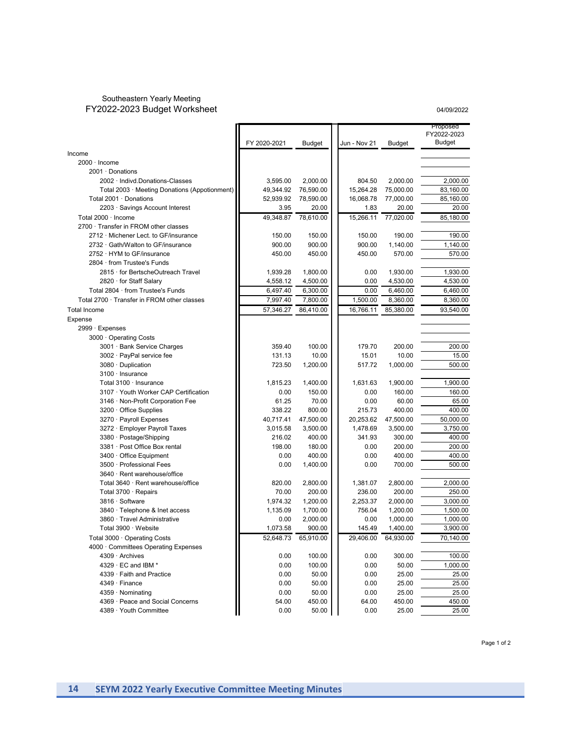Southeastern Yearly Meeting

## FY2022-2023 Budget Worksheet

04/09/2022

| | FY 2020-2021 | Budget | Jun - Nov 21 | Budget | Proposed FY2022-2023 Budget |
|---|---|---|---|---|---|
| Income | | | | | |
| 2000 · Income | | | | | |
| 2001 · Donations | | | | | |
| 2002 · Indivd.Donations-Classes | 3,595.00 | 2,000.00 | 804.50 | 2,000.00 | 2,000.00 |
| Total 2003 · Meeting Donations (Appotionment) | 49,344.92 | 76,590.00 | 15,264.28 | 75,000.00 | 83,160.00 |
| Total 2001 · Donations | 52,939.92 | 78,590.00 | 16,068.78 | 77,000.00 | 85,160.00 |
| 2203 · Savings Account Interest | 3.95 | 20.00 | 1.83 | 20.00 | 20.00 |
| Total 2000 · Income | 49,348.87 | 78,610.00 | 15,266.11 | 77,020.00 | 85,180.00 |
| 2700 · Transfer in FROM other classes | | | | | |
| 2712 · Michener Lect. to GF/insurance | 150.00 | 150.00 | 150.00 | 190.00 | 190.00 |
| 2732 · Gath/Walton to GF/insurance | 900.00 | 900.00 | 900.00 | 1,140.00 | 1,140.00 |
| 2752 · HYM to GF/insurance | 450.00 | 450.00 | 450.00 | 570.00 | 570.00 |
| 2804 · from Trustee's Funds | | | | | |
| 2815 · for BertscheOutreach Travel | 1,939.28 | 1,800.00 | 0.00 | 1,930.00 | 1,930.00 |
| 2820 · for Staff Salary | 4,558.12 | 4,500.00 | 0.00 | 4,530.00 | 4,530.00 |
| Total 2804 · from Trustee's Funds | 6,497.40 | 6,300.00 | 0.00 | 6,460.00 | 6,460.00 |
| Total 2700 · Transfer in FROM other classes | 7,997.40 | 7,800.00 | 1,500.00 | 8,360.00 | 8,360.00 |
| Total Income | 57,346.27 | 86,410.00 | 16,766.11 | 85,380.00 | 93,540.00 |
| Expense | | | | | |
| 2999 · Expenses | | | | | |
| 3000 · Operating Costs | | | | | |
| 3001 · Bank Service Charges | 359.40 | 100.00 | 179.70 | 200.00 | 200.00 |
| 3002 · PayPal service fee | 131.13 | 10.00 | 15.01 | 10.00 | 15.00 |
| 3080 · Duplication | 723.50 | 1,200.00 | 517.72 | 1,000.00 | 500.00 |
| 3100 · Insurance | | | | | |
| Total 3100 · Insurance | 1,815.23 | 1,400.00 | 1,631.63 | 1,900.00 | 1,900.00 |
| 3107 · Youth Worker CAP Certification | 0.00 | 150.00 | 0.00 | 160.00 | 160.00 |
| 3146 · Non-Profit Corporation Fee | 61.25 | 70.00 | 0.00 | 60.00 | 65.00 |
| 3200 · Office Supplies | 338.22 | 800.00 | 215.73 | 400.00 | 400.00 |
| 3270 · Payroll Expenses | 40,717.41 | 47,500.00 | 20,253.62 | 47,500.00 | 50,000.00 |
| 3272 · Employer Payroll Taxes | 3,015.58 | 3,500.00 | 1,478.69 | 3,500.00 | 3,750.00 |
| 3380 · Postage/Shipping | 216.02 | 400.00 | 341.93 | 300.00 | 400.00 |
| 3381 · Post Office Box rental | 198.00 | 180.00 | 0.00 | 200.00 | 200.00 |
| 3400 · Office Equipment | 0.00 | 400.00 | 0.00 | 400.00 | 400.00 |
| 3500 · Professional Fees | 0.00 | 1,400.00 | 0.00 | 700.00 | 500.00 |
| 3640 · Rent warehouse/office | | | | | |
| Total 3640 · Rent warehouse/office | 820.00 | 2,800.00 | 1,381.07 | 2,800.00 | 2,000.00 |
| Total 3700 · Repairs | 70.00 | 200.00 | 236.00 | 200.00 | 250.00 |
| 3816 · Software | 1,974.32 | 1,200.00 | 2,253.37 | 2,000.00 | 3,000.00 |
| 3840 · Telephone & Inet access | 1,135.09 | 1,700.00 | 756.04 | 1,200.00 | 1,500.00 |
| 3860 · Travel Administrative | 0.00 | 2,000.00 | 0.00 | 1,000.00 | 1,000.00 |
| Total 3900 · Website | 1,073.58 | 900.00 | 145.49 | 1,400.00 | 3,900.00 |
| Total 3000 · Operating Costs | 52,648.73 | 65,910.00 | 29,406.00 | 64,930.00 | 70,140.00 |
| 4000 · Committees Operating Expenses | | | | | |
| 4309 · Archives | 0.00 | 100.00 | 0.00 | 300.00 | 100.00 |
| 4329 · EC and IBM * | 0.00 | 100.00 | 0.00 | 50.00 | 1,000.00 |
| 4339 · Faith and Practice | 0.00 | 50.00 | 0.00 | 25.00 | 25.00 |
| 4349 · Finance | 0.00 | 50.00 | 0.00 | 25.00 | 25.00 |
| 4359 · Nominating | 0.00 | 50.00 | 0.00 | 25.00 | 25.00 |
| 4369 · Peace and Social Concerns | 54.00 | 450.00 | 64.00 | 450.00 | 450.00 |
| 4389 · Youth Committee | 0.00 | 50.00 | 0.00 | 25.00 | 25.00 |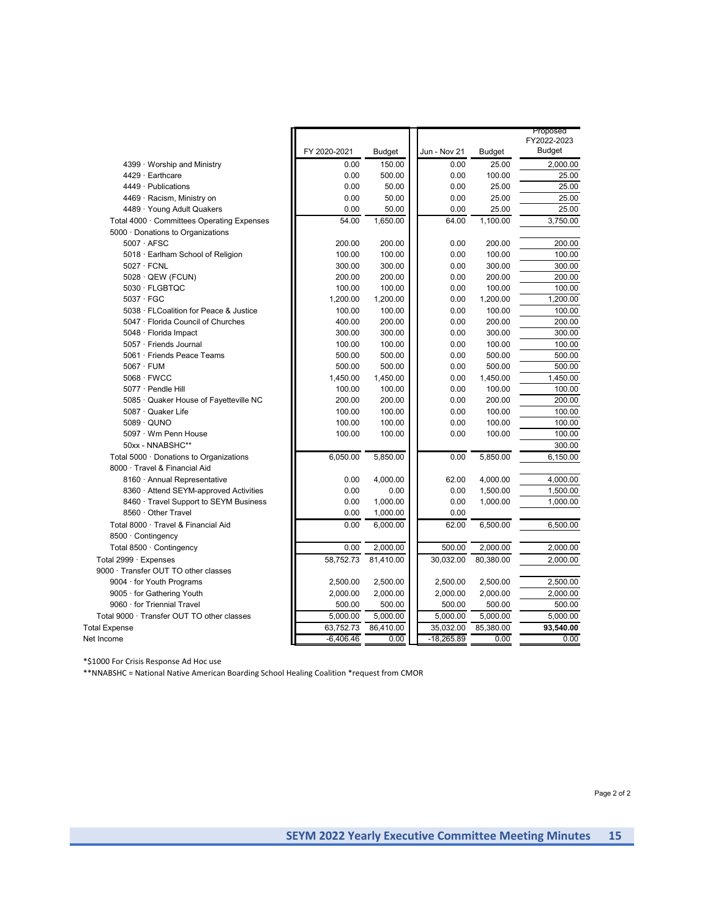| | FY 2020-2021 | Budget | Jun - Nov 21 | Budget | Proposed FY2022-2023 Budget |
|---|---|---|---|---|---|
| 4399 · Worship and Ministry | 0.00 | 150.00 | 0.00 | 25.00 | 2,000.00 |
| 4429 · Earthcare | 0.00 | 500.00 | 0.00 | 100.00 | 25.00 |
| 4449 · Publications | 0.00 | 50.00 | 0.00 | 25.00 | 25.00 |
| 4469 · Racism, Ministry on | 0.00 | 50.00 | 0.00 | 25.00 | 25.00 |
| 4489 · Young Adult Quakers | 0.00 | 50.00 | 0.00 | 25.00 | 25.00 |
| Total 4000 · Committees Operating Expenses | 54.00 | 1,650.00 | 64.00 | 1,100.00 | 3,750.00 |
| 5000 · Donations to Organizations | | | | | |
| 5007 · AFSC | 200.00 | 200.00 | 0.00 | 200.00 | 200.00 |
| 5018 · Earlham School of Religion | 100.00 | 100.00 | 0.00 | 100.00 | 100.00 |
| 5027 · FCNL | 300.00 | 300.00 | 0.00 | 300.00 | 300.00 |
| 5028 · QEW (FCUN) | 200.00 | 200.00 | 0.00 | 200.00 | 200.00 |
| 5030 · FLGBTQC | 100.00 | 100.00 | 0.00 | 100.00 | 100.00 |
| 5037 · FGC | 1,200.00 | 1,200.00 | 0.00 | 1,200.00 | 1,200.00 |
| 5038 · FLCoalition for Peace & Justice | 100.00 | 100.00 | 0.00 | 100.00 | 100.00 |
| 5047 · Florida Council of Churches | 400.00 | 200.00 | 0.00 | 200.00 | 200.00 |
| 5048 · Florida Impact | 300.00 | 300.00 | 0.00 | 300.00 | 300.00 |
| 5057 · Friends Journal | 100.00 | 100.00 | 0.00 | 100.00 | 100.00 |
| 5061 · Friends Peace Teams | 500.00 | 500.00 | 0.00 | 500.00 | 500.00 |
| 5067 · FUM | 500.00 | 500.00 | 0.00 | 500.00 | 500.00 |
| 5068 · FWCC | 1,450.00 | 1,450.00 | 0.00 | 1,450.00 | 1,450.00 |
| 5077 · Pendle Hill | 100.00 | 100.00 | 0.00 | 100.00 | 100.00 |
| 5085 · Quaker House of Fayetteville NC | 200.00 | 200.00 | 0.00 | 200.00 | 200.00 |
| 5087 · Quaker Life | 100.00 | 100.00 | 0.00 | 100.00 | 100.00 |
| 5089 · QUNO | 100.00 | 100.00 | 0.00 | 100.00 | 100.00 |
| 5097 · Wm Penn House | 100.00 | 100.00 | 0.00 | 100.00 | 100.00 |
| 50xx - NNABSHC** | | | | | 300.00 |
| Total 5000 · Donations to Organizations | 6,050.00 | 5,850.00 | 0.00 | 5,850.00 | 6,150.00 |
| 8000 · Travel & Financial Aid | | | | | |
| 8160 · Annual Representative | 0.00 | 4,000.00 | 62.00 | 4,000.00 | 4,000.00 |
| 8360 · Attend SEYM-approved Activities | 0.00 | 0.00 | 0.00 | 1,500.00 | 1,500.00 |
| 8460 · Travel Support to SEYM Business | 0.00 | 1,000.00 | 0.00 | 1,000.00 | 1,000.00 |
| 8560 · Other Travel | 0.00 | 1,000.00 | 0.00 | | |
| Total 8000 · Travel & Financial Aid | 0.00 | 6,000.00 | 62.00 | 6,500.00 | 6,500.00 |
| 8500 · Contingency | | | | | |
| Total 8500 · Contingency | 0.00 | 2,000.00 | 500.00 | 2,000.00 | 2,000.00 |
| Total 2999 · Expenses | 58,752.73 | 81,410.00 | 30,032.00 | 80,380.00 | 2,000.00 |
| 9000 · Transfer OUT TO other classes | | | | | |
| 9004 · for Youth Programs | 2,500.00 | 2,500.00 | 2,500.00 | 2,500.00 | 2,500.00 |
| 9005 · for Gathering Youth | 2,000.00 | 2,000.00 | 2,000.00 | 2,000.00 | 2,000.00 |
| 9060 · for Triennial Travel | 500.00 | 500.00 | 500.00 | 500.00 | 500.00 |
| Total 9000 · Transfer OUT TO other classes | 5,000.00 | 5,000.00 | 5,000.00 | 5,000.00 | 5,000.00 |
| Total Expense | 63,752.73 | 86,410.00 | 35,032.00 | 85,380.00 | **93,540.00** |
| Net Income | -6,406.46 | 0.00 | -18,265.89 | 0.00 | 0.00 |

*$1000 For Crisis Response Ad Hoc use

**NNABSHC = National Native American Boarding School Healing Coalition *request from CMOR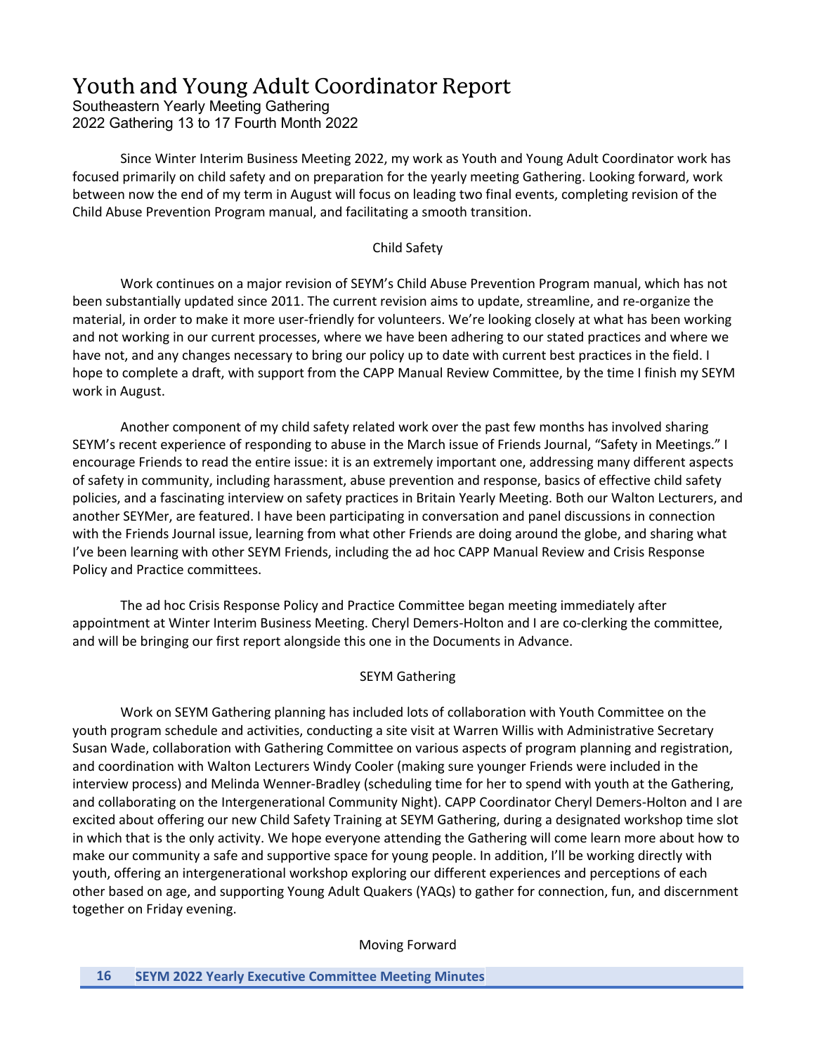# Youth and Young Adult Coordinator Report

Southeastern Yearly Meeting Gathering
2022 Gathering 13 to 17 Fourth Month 2022

Since Winter Interim Business Meeting 2022, my work as Youth and Young Adult Coordinator work has focused primarily on child safety and on preparation for the yearly meeting Gathering. Looking forward, work between now the end of my term in August will focus on leading two final events, completing revision of the Child Abuse Prevention Program manual, and facilitating a smooth transition.

## Child Safety

Work continues on a major revision of SEYM's Child Abuse Prevention Program manual, which has not been substantially updated since 2011. The current revision aims to update, streamline, and re-organize the material, in order to make it more user-friendly for volunteers. We're looking closely at what has been working and not working in our current processes, where we have been adhering to our stated practices and where we have not, and any changes necessary to bring our policy up to date with current best practices in the field. I hope to complete a draft, with support from the CAPP Manual Review Committee, by the time I finish my SEYM work in August.

Another component of my child safety related work over the past few months has involved sharing SEYM's recent experience of responding to abuse in the March issue of Friends Journal, "Safety in Meetings." I encourage Friends to read the entire issue: it is an extremely important one, addressing many different aspects of safety in community, including harassment, abuse prevention and response, basics of effective child safety policies, and a fascinating interview on safety practices in Britain Yearly Meeting. Both our Walton Lecturers, and another SEYMer, are featured. I have been participating in conversation and panel discussions in connection with the Friends Journal issue, learning from what other Friends are doing around the globe, and sharing what I've been learning with other SEYM Friends, including the ad hoc CAPP Manual Review and Crisis Response Policy and Practice committees.

The ad hoc Crisis Response Policy and Practice Committee began meeting immediately after appointment at Winter Interim Business Meeting. Cheryl Demers-Holton and I are co-clerking the committee, and will be bringing our first report alongside this one in the Documents in Advance.

## SEYM Gathering

Work on SEYM Gathering planning has included lots of collaboration with Youth Committee on the youth program schedule and activities, conducting a site visit at Warren Willis with Administrative Secretary Susan Wade, collaboration with Gathering Committee on various aspects of program planning and registration, and coordination with Walton Lecturers Windy Cooler (making sure younger Friends were included in the interview process) and Melinda Wenner-Bradley (scheduling time for her to spend with youth at the Gathering, and collaborating on the Intergenerational Community Night). CAPP Coordinator Cheryl Demers-Holton and I are excited about offering our new Child Safety Training at SEYM Gathering, during a designated workshop time slot in which that is the only activity. We hope everyone attending the Gathering will come learn more about how to make our community a safe and supportive space for young people. In addition, I'll be working directly with youth, offering an intergenerational workshop exploring our different experiences and perceptions of each other based on age, and supporting Young Adult Quakers (YAQs) to gather for connection, fun, and discernment together on Friday evening.

## Moving Forward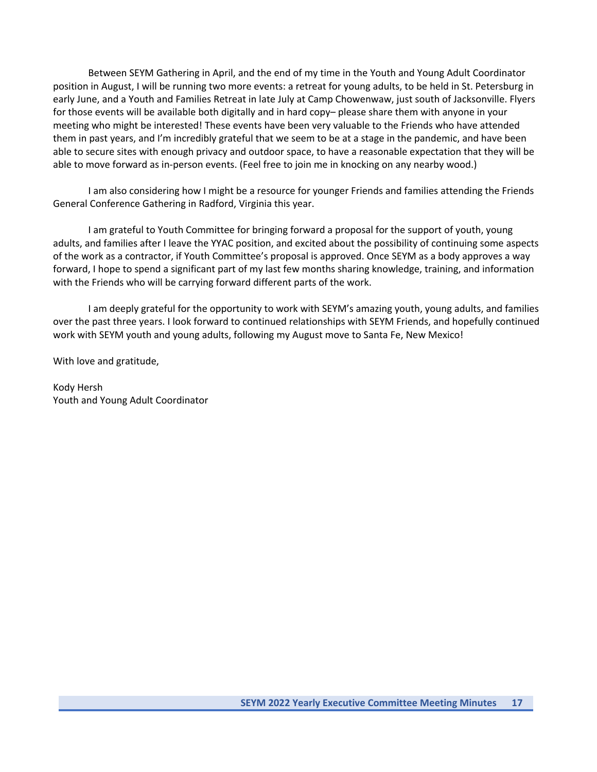Between SEYM Gathering in April, and the end of my time in the Youth and Young Adult Coordinator position in August, I will be running two more events: a retreat for young adults, to be held in St. Petersburg in early June, and a Youth and Families Retreat in late July at Camp Chowenwaw, just south of Jacksonville. Flyers for those events will be available both digitally and in hard copy– please share them with anyone in your meeting who might be interested! These events have been very valuable to the Friends who have attended them in past years, and I'm incredibly grateful that we seem to be at a stage in the pandemic, and have been able to secure sites with enough privacy and outdoor space, to have a reasonable expectation that they will be able to move forward as in-person events. (Feel free to join me in knocking on any nearby wood.)

I am also considering how I might be a resource for younger Friends and families attending the Friends General Conference Gathering in Radford, Virginia this year.

I am grateful to Youth Committee for bringing forward a proposal for the support of youth, young adults, and families after I leave the YYAC position, and excited about the possibility of continuing some aspects of the work as a contractor, if Youth Committee's proposal is approved. Once SEYM as a body approves a way forward, I hope to spend a significant part of my last few months sharing knowledge, training, and information with the Friends who will be carrying forward different parts of the work.

I am deeply grateful for the opportunity to work with SEYM's amazing youth, young adults, and families over the past three years. I look forward to continued relationships with SEYM Friends, and hopefully continued work with SEYM youth and young adults, following my August move to Santa Fe, New Mexico!

With love and gratitude,

Kody Hersh
Youth and Young Adult Coordinator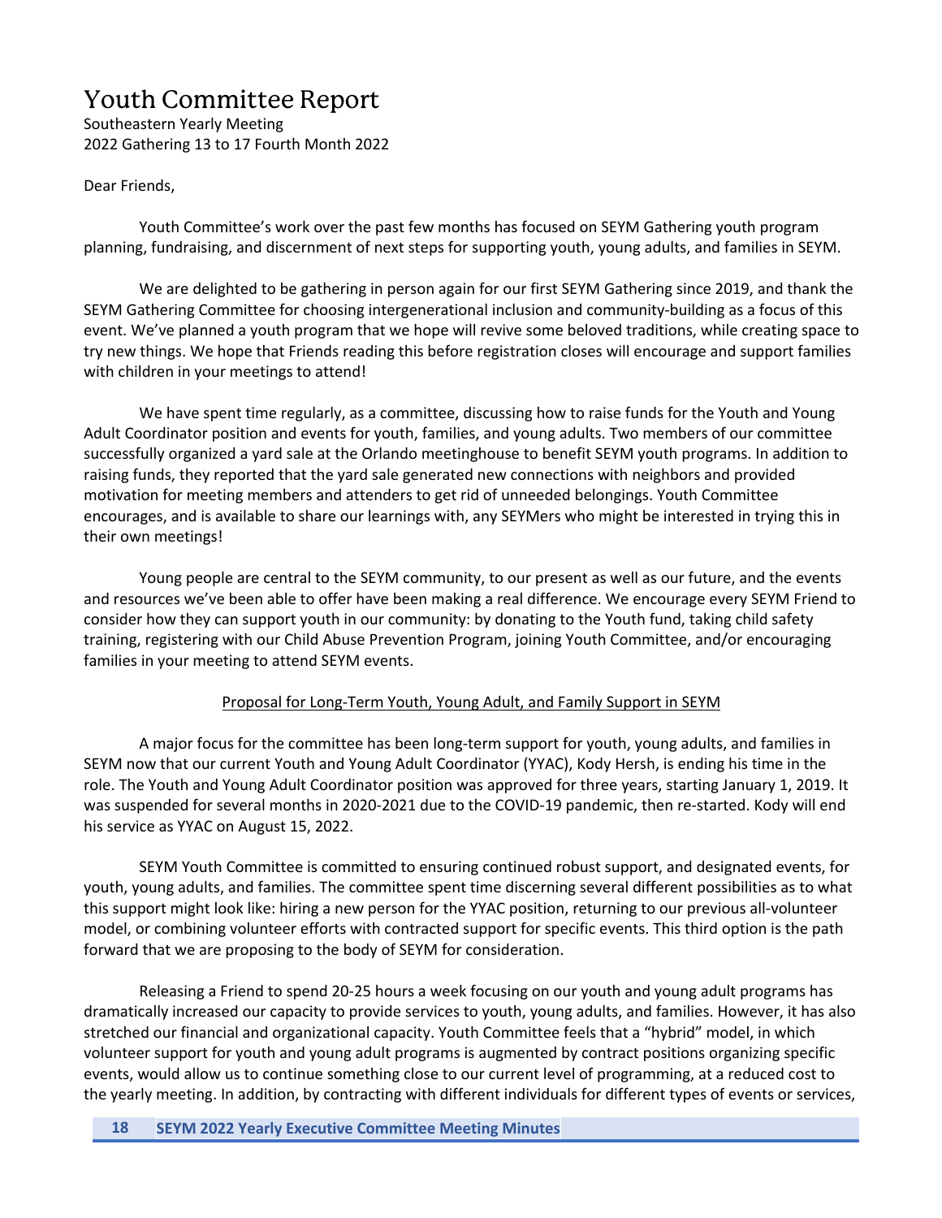# Youth Committee Report

Southeastern Yearly Meeting
2022 Gathering 13 to 17 Fourth Month 2022

Dear Friends,

Youth Committee's work over the past few months has focused on SEYM Gathering youth program planning, fundraising, and discernment of next steps for supporting youth, young adults, and families in SEYM.

We are delighted to be gathering in person again for our first SEYM Gathering since 2019, and thank the SEYM Gathering Committee for choosing intergenerational inclusion and community-building as a focus of this event. We've planned a youth program that we hope will revive some beloved traditions, while creating space to try new things. We hope that Friends reading this before registration closes will encourage and support families with children in your meetings to attend!

We have spent time regularly, as a committee, discussing how to raise funds for the Youth and Young Adult Coordinator position and events for youth, families, and young adults. Two members of our committee successfully organized a yard sale at the Orlando meetinghouse to benefit SEYM youth programs. In addition to raising funds, they reported that the yard sale generated new connections with neighbors and provided motivation for meeting members and attenders to get rid of unneeded belongings. Youth Committee encourages, and is available to share our learnings with, any SEYMers who might be interested in trying this in their own meetings!

Young people are central to the SEYM community, to our present as well as our future, and the events and resources we've been able to offer have been making a real difference. We encourage every SEYM Friend to consider how they can support youth in our community: by donating to the Youth fund, taking child safety training, registering with our Child Abuse Prevention Program, joining Youth Committee, and/or encouraging families in your meeting to attend SEYM events.

<u>Proposal for Long-Term Youth, Young Adult, and Family Support in SEYM</u>

A major focus for the committee has been long-term support for youth, young adults, and families in SEYM now that our current Youth and Young Adult Coordinator (YYAC), Kody Hersh, is ending his time in the role. The Youth and Young Adult Coordinator position was approved for three years, starting January 1, 2019. It was suspended for several months in 2020-2021 due to the COVID-19 pandemic, then re-started. Kody will end his service as YYAC on August 15, 2022.

SEYM Youth Committee is committed to ensuring continued robust support, and designated events, for youth, young adults, and families. The committee spent time discerning several different possibilities as to what this support might look like: hiring a new person for the YYAC position, returning to our previous all-volunteer model, or combining volunteer efforts with contracted support for specific events. This third option is the path forward that we are proposing to the body of SEYM for consideration.

Releasing a Friend to spend 20-25 hours a week focusing on our youth and young adult programs has dramatically increased our capacity to provide services to youth, young adults, and families. However, it has also stretched our financial and organizational capacity. Youth Committee feels that a "hybrid" model, in which volunteer support for youth and young adult programs is augmented by contract positions organizing specific events, would allow us to continue something close to our current level of programming, at a reduced cost to the yearly meeting. In addition, by contracting with different individuals for different types of events or services,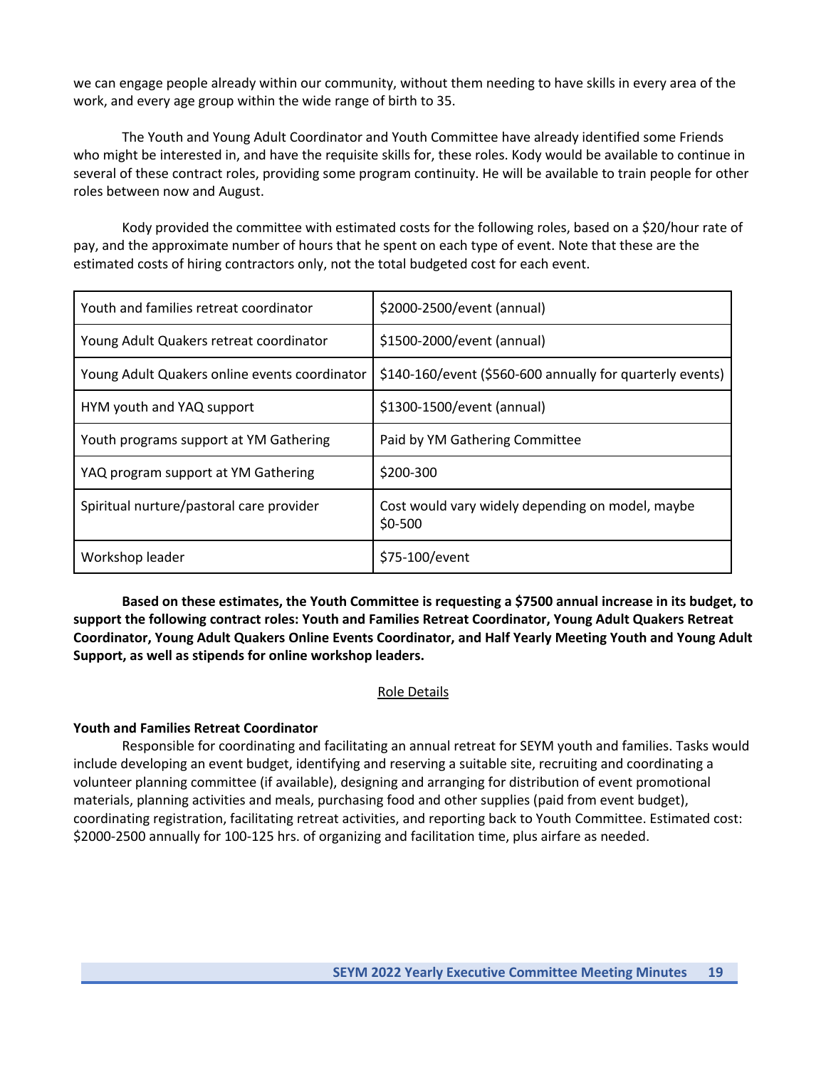we can engage people already within our community, without them needing to have skills in every area of the work, and every age group within the wide range of birth to 35.

The Youth and Young Adult Coordinator and Youth Committee have already identified some Friends who might be interested in, and have the requisite skills for, these roles. Kody would be available to continue in several of these contract roles, providing some program continuity. He will be available to train people for other roles between now and August.

Kody provided the committee with estimated costs for the following roles, based on a $20/hour rate of pay, and the approximate number of hours that he spent on each type of event. Note that these are the estimated costs of hiring contractors only, not the total budgeted cost for each event.

| Role | Estimated Cost |
|---|---|
| Youth and families retreat coordinator | $2000-2500/event (annual) |
| Young Adult Quakers retreat coordinator | $1500-2000/event (annual) |
| Young Adult Quakers online events coordinator | $140-160/event ($560-600 annually for quarterly events) |
| HYM youth and YAQ support | $1300-1500/event (annual) |
| Youth programs support at YM Gathering | Paid by YM Gathering Committee |
| YAQ program support at YM Gathering | $200-300 |
| Spiritual nurture/pastoral care provider | Cost would vary widely depending on model, maybe $0-500 |
| Workshop leader | $75-100/event |

**Based on these estimates, the Youth Committee is requesting a $7500 annual increase in its budget, to support the following contract roles: Youth and Families Retreat Coordinator, Young Adult Quakers Retreat Coordinator, Young Adult Quakers Online Events Coordinator, and Half Yearly Meeting Youth and Young Adult Support, as well as stipends for online workshop leaders.**

<u>Role Details</u>

**Youth and Families Retreat Coordinator**

Responsible for coordinating and facilitating an annual retreat for SEYM youth and families. Tasks would include developing an event budget, identifying and reserving a suitable site, recruiting and coordinating a volunteer planning committee (if available), designing and arranging for distribution of event promotional materials, planning activities and meals, purchasing food and other supplies (paid from event budget), coordinating registration, facilitating retreat activities, and reporting back to Youth Committee. Estimated cost: $2000-2500 annually for 100-125 hrs. of organizing and facilitation time, plus airfare as needed.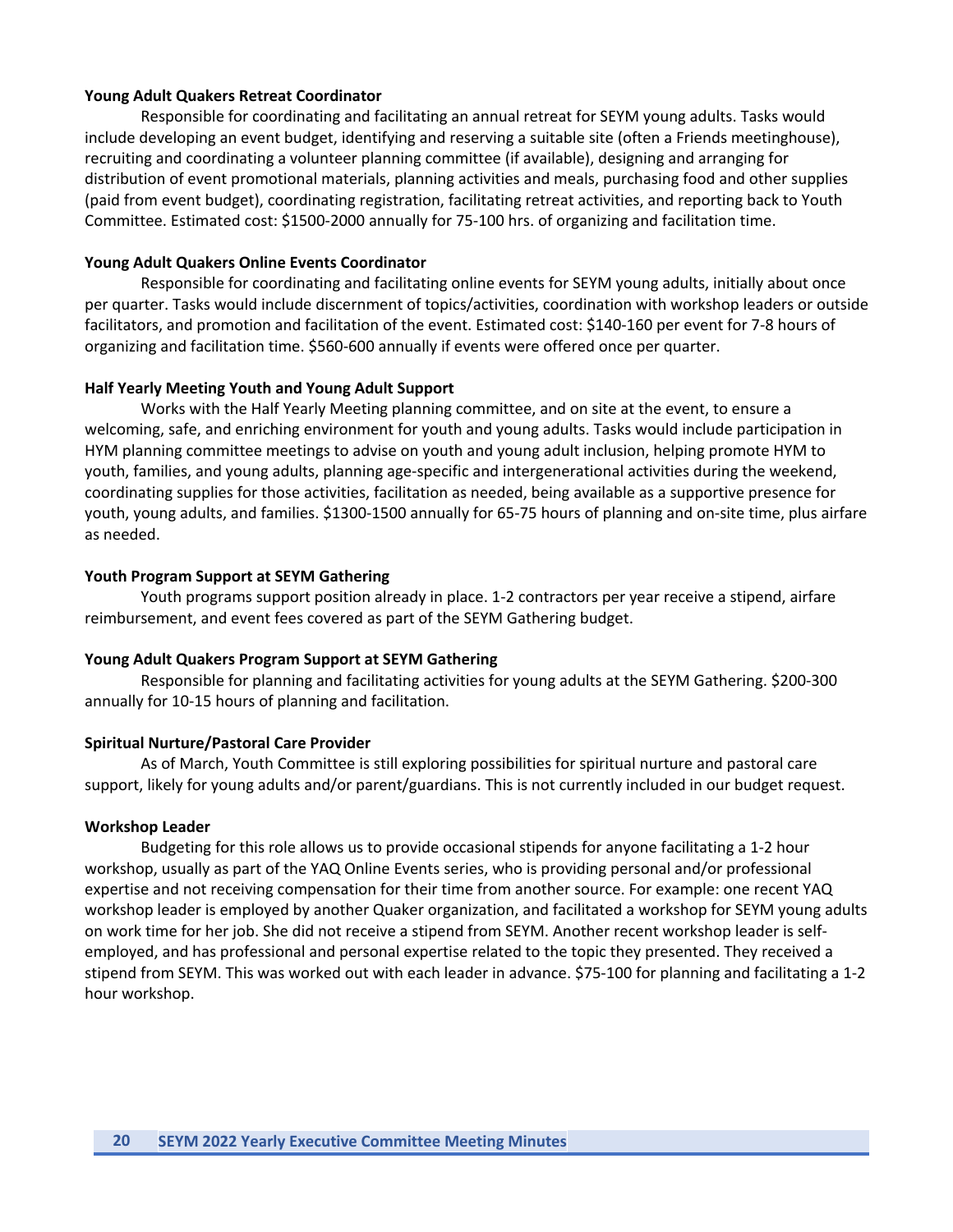**Young Adult Quakers Retreat Coordinator**

Responsible for coordinating and facilitating an annual retreat for SEYM young adults. Tasks would include developing an event budget, identifying and reserving a suitable site (often a Friends meetinghouse), recruiting and coordinating a volunteer planning committee (if available), designing and arranging for distribution of event promotional materials, planning activities and meals, purchasing food and other supplies (paid from event budget), coordinating registration, facilitating retreat activities, and reporting back to Youth Committee. Estimated cost: $1500-2000 annually for 75-100 hrs. of organizing and facilitation time.

**Young Adult Quakers Online Events Coordinator**

Responsible for coordinating and facilitating online events for SEYM young adults, initially about once per quarter. Tasks would include discernment of topics/activities, coordination with workshop leaders or outside facilitators, and promotion and facilitation of the event. Estimated cost: $140-160 per event for 7-8 hours of organizing and facilitation time. $560-600 annually if events were offered once per quarter.

**Half Yearly Meeting Youth and Young Adult Support**

Works with the Half Yearly Meeting planning committee, and on site at the event, to ensure a welcoming, safe, and enriching environment for youth and young adults. Tasks would include participation in HYM planning committee meetings to advise on youth and young adult inclusion, helping promote HYM to youth, families, and young adults, planning age-specific and intergenerational activities during the weekend, coordinating supplies for those activities, facilitation as needed, being available as a supportive presence for youth, young adults, and families. $1300-1500 annually for 65-75 hours of planning and on-site time, plus airfare as needed.

**Youth Program Support at SEYM Gathering**

Youth programs support position already in place. 1-2 contractors per year receive a stipend, airfare reimbursement, and event fees covered as part of the SEYM Gathering budget.

**Young Adult Quakers Program Support at SEYM Gathering**

Responsible for planning and facilitating activities for young adults at the SEYM Gathering. $200-300 annually for 10-15 hours of planning and facilitation.

**Spiritual Nurture/Pastoral Care Provider**

As of March, Youth Committee is still exploring possibilities for spiritual nurture and pastoral care support, likely for young adults and/or parent/guardians. This is not currently included in our budget request.

**Workshop Leader**

Budgeting for this role allows us to provide occasional stipends for anyone facilitating a 1-2 hour workshop, usually as part of the YAQ Online Events series, who is providing personal and/or professional expertise and not receiving compensation for their time from another source. For example: one recent YAQ workshop leader is employed by another Quaker organization, and facilitated a workshop for SEYM young adults on work time for her job. She did not receive a stipend from SEYM. Another recent workshop leader is self-employed, and has professional and personal expertise related to the topic they presented. They received a stipend from SEYM. This was worked out with each leader in advance. $75-100 for planning and facilitating a 1-2 hour workshop.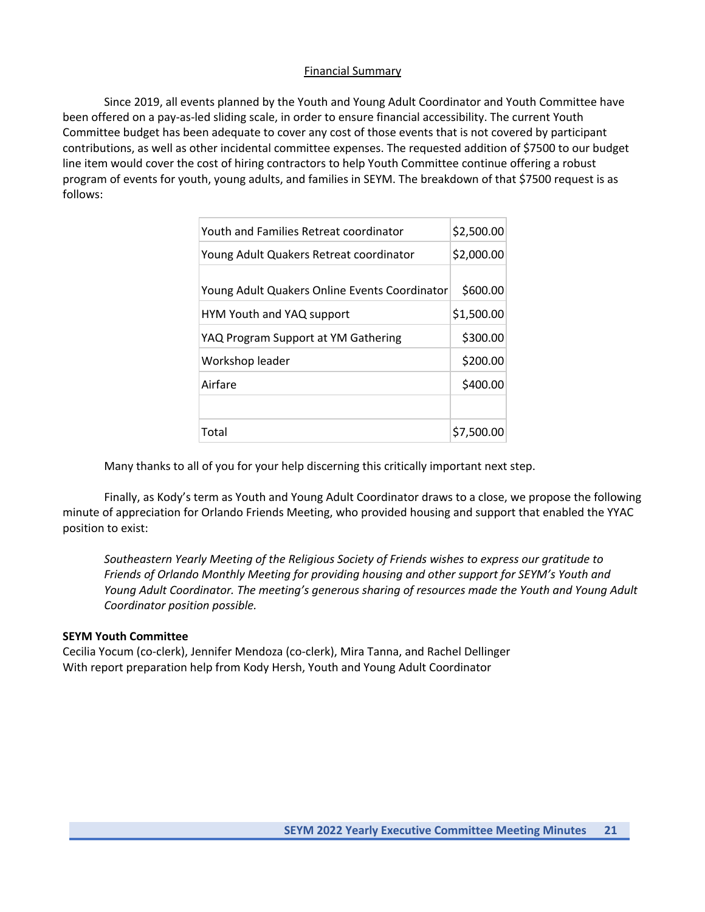## Financial Summary

Since 2019, all events planned by the Youth and Young Adult Coordinator and Youth Committee have been offered on a pay-as-led sliding scale, in order to ensure financial accessibility. The current Youth Committee budget has been adequate to cover any cost of those events that is not covered by participant contributions, as well as other incidental committee expenses. The requested addition of $7500 to our budget line item would cover the cost of hiring contractors to help Youth Committee continue offering a robust program of events for youth, young adults, and families in SEYM. The breakdown of that $7500 request is as follows:

| | |
|---|---|
| Youth and Families Retreat coordinator | $2,500.00 |
| Young Adult Quakers Retreat coordinator | $2,000.00 |
| Young Adult Quakers Online Events Coordinator | $600.00 |
| HYM Youth and YAQ support | $1,500.00 |
| YAQ Program Support at YM Gathering | $300.00 |
| Workshop leader | $200.00 |
| Airfare | $400.00 |
| | |
| Total | $7,500.00 |

Many thanks to all of you for your help discerning this critically important next step.

Finally, as Kody's term as Youth and Young Adult Coordinator draws to a close, we propose the following minute of appreciation for Orlando Friends Meeting, who provided housing and support that enabled the YYAC position to exist:

*Southeastern Yearly Meeting of the Religious Society of Friends wishes to express our gratitude to Friends of Orlando Monthly Meeting for providing housing and other support for SEYM's Youth and Young Adult Coordinator. The meeting's generous sharing of resources made the Youth and Young Adult Coordinator position possible.*

**SEYM Youth Committee**
Cecilia Yocum (co-clerk), Jennifer Mendoza (co-clerk), Mira Tanna, and Rachel Dellinger
With report preparation help from Kody Hersh, Youth and Young Adult Coordinator